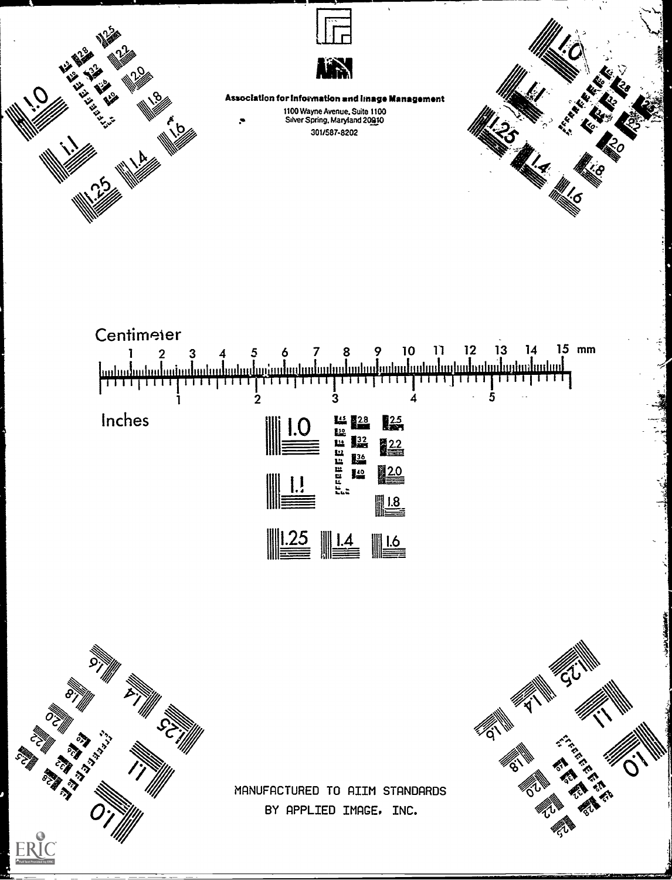Association for Information and Image Management

1100 Wayne Avenue, Suite 1100
Silver Spring, Maryland 20910
301/587-8202

Centimeter

1 2 3 4 5 6 7 8 9 10 11 12 13 14 15 mm

1 2 3 4 5

Inches

1.0 1.1 1.25 1.4 1.6 1.8 2.0 2.2 2.5 2.8 3.2 3.6 4.0 4.5 5.0

MANUFACTURED TO AIIM STANDARDS
BY APPLIED IMAGE, INC.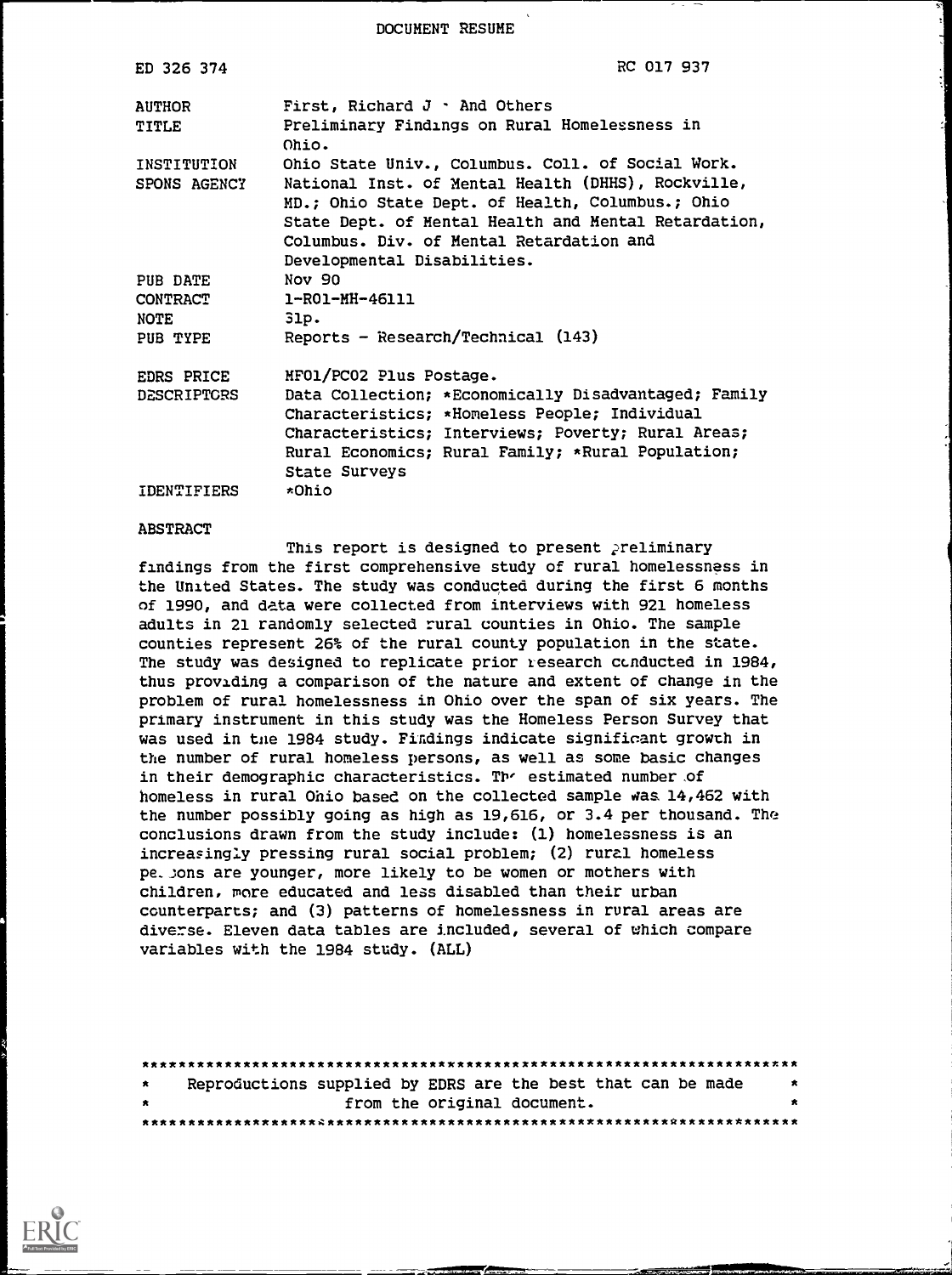DOCUMENT RESUME

| | |
|---|---|
| ED 326 374 | RC 017 937 |
| AUTHOR | First, Richard J. And Others |
| TITLE | Preliminary Findings on Rural Homelessness in Ohio. |
| INSTITUTION | Ohio State Univ., Columbus. Coll. of Social Work. |
| SPONS AGENCY | National Inst. of Mental Health (DHHS), Rockville, MD.; Ohio State Dept. of Health, Columbus.; Ohio State Dept. of Mental Health and Mental Retardation, Columbus. Div. of Mental Retardation and Developmental Disabilities. |
| PUB DATE | Nov 90 |
| CONTRACT | 1-R01-MH-46111 |
| NOTE | 31p. |
| PUB TYPE | Reports - Research/Technical (143) |
| EDRS PRICE | MF01/PC02 Plus Postage. |
| DESCRIPTORS | Data Collection; *Economically Disadvantaged; Family Characteristics; *Homeless People; Individual Characteristics; Interviews; Poverty; Rural Areas; Rural Economics; Rural Family; *Rural Population; State Surveys |
| IDENTIFIERS | *Ohio |

ABSTRACT

This report is designed to present preliminary findings from the first comprehensive study of rural homelessness in the United States. The study was conducted during the first 6 months of 1990, and data were collected from interviews with 921 homeless adults in 21 randomly selected rural counties in Ohio. The sample counties represent 26% of the rural county population in the state. The study was designed to replicate prior research conducted in 1984, thus providing a comparison of the nature and extent of change in the problem of rural homelessness in Ohio over the span of six years. The primary instrument in this study was the Homeless Person Survey that was used in the 1984 study. Findings indicate significant growth in the number of rural homeless persons, as well as some basic changes in their demographic characteristics. The estimated number of homeless in rural Ohio based on the collected sample was 14,462 with the number possibly going as high as 19,616, or 3.4 per thousand. The conclusions drawn from the study include: (1) homelessness is an increasingly pressing rural social problem; (2) rural homeless persons are younger, more likely to be women or mothers with children, more educated and less disabled than their urban counterparts; and (3) patterns of homelessness in rural areas are diverse. Eleven data tables are included, several of which compare variables with the 1984 study. (ALL)

***********************************************************************
* Reproductions supplied by EDRS are the best that can be made *
* from the original document. *
***********************************************************************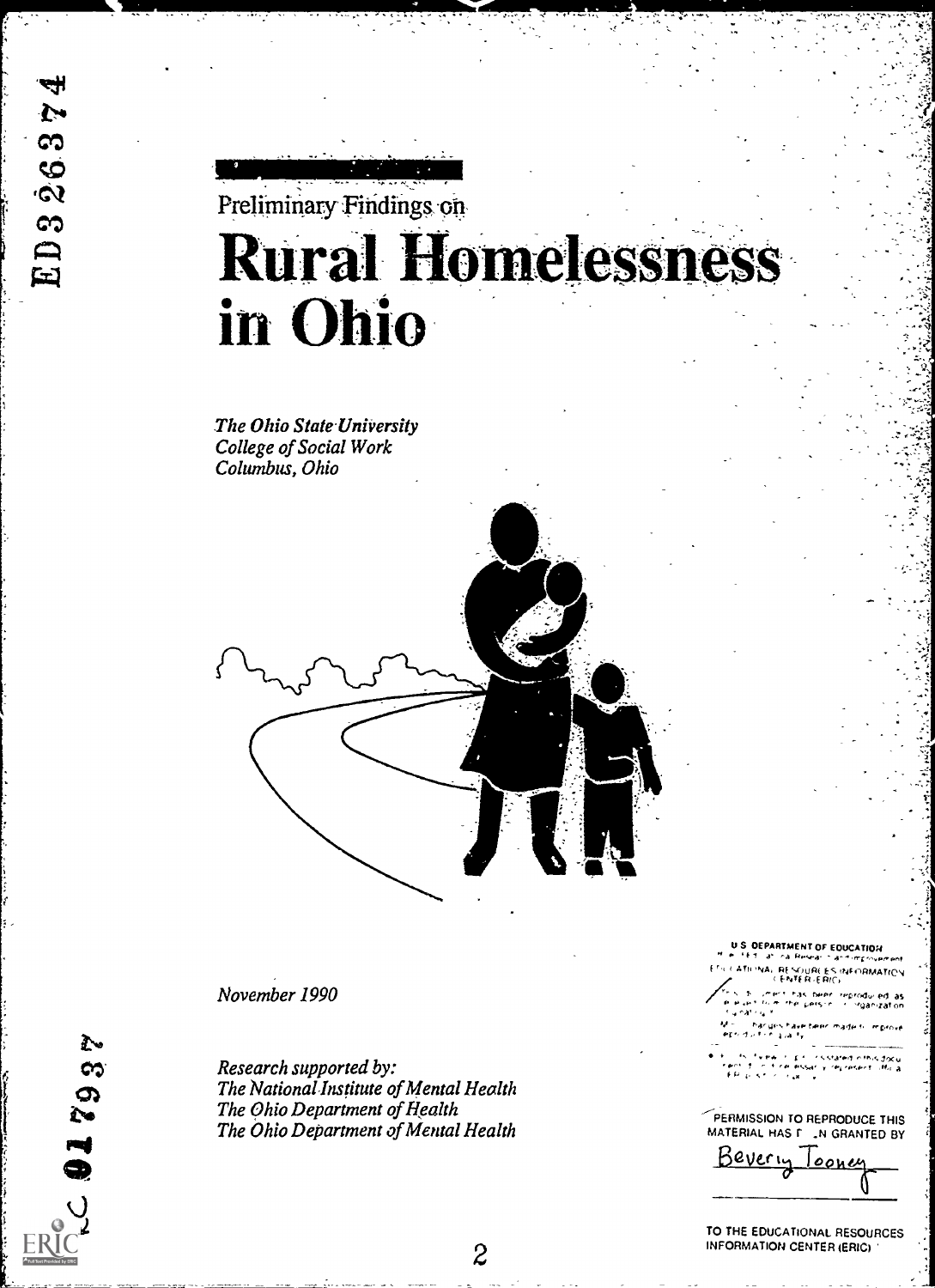ED326374

Preliminary Findings on

# Rural Homelessness in Ohio

*The Ohio State University*
*College of Social Work*
*Columbus, Ohio*

*November 1990*

*Research supported by:*
*The National Institute of Mental Health*
*The Ohio Department of Health*
*The Ohio Department of Mental Health*

U.S. DEPARTMENT OF EDUCATION

EDUCATIONAL RESOURCES INFORMATION CENTER (ERIC)

PERMISSION TO REPRODUCE THIS MATERIAL HAS BEEN GRANTED BY

Beverly Tooney

TO THE EDUCATIONAL RESOURCES INFORMATION CENTER (ERIC)

RC 017937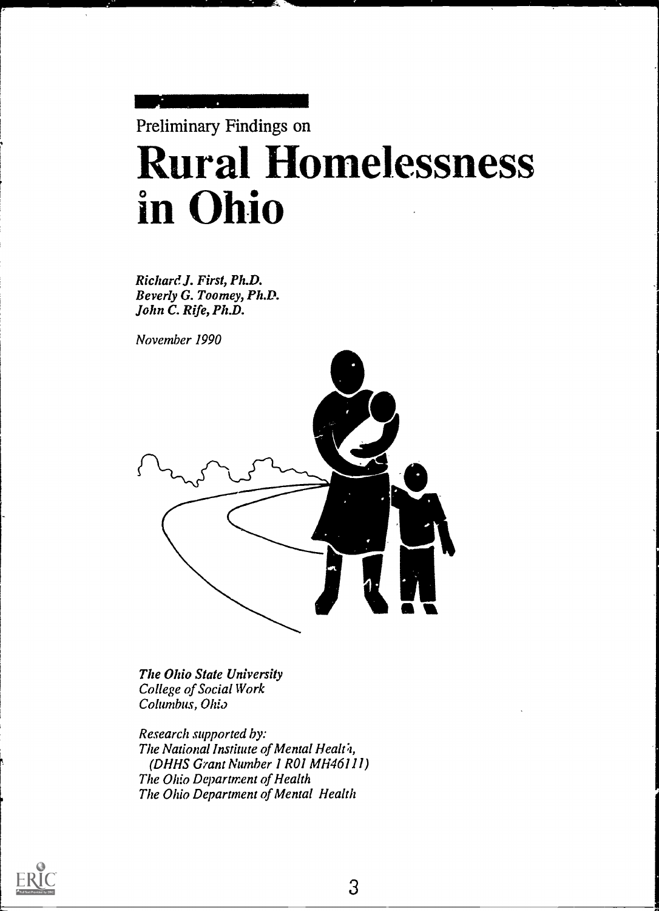Preliminary Findings on

# Rural Homelessness in Ohio

*Richard J. First, Ph.D.*
*Beverly G. Toomey, Ph.D.*
*John C. Rife, Ph.D.*

*November 1990*

*The Ohio State University*
*College of Social Work*
*Columbus, Ohio*

*Research supported by:*
*The National Institute of Mental Health,*
*(DHHS Grant Number 1 R01 MH46111)*
*The Ohio Department of Health*
*The Ohio Department of Mental Health*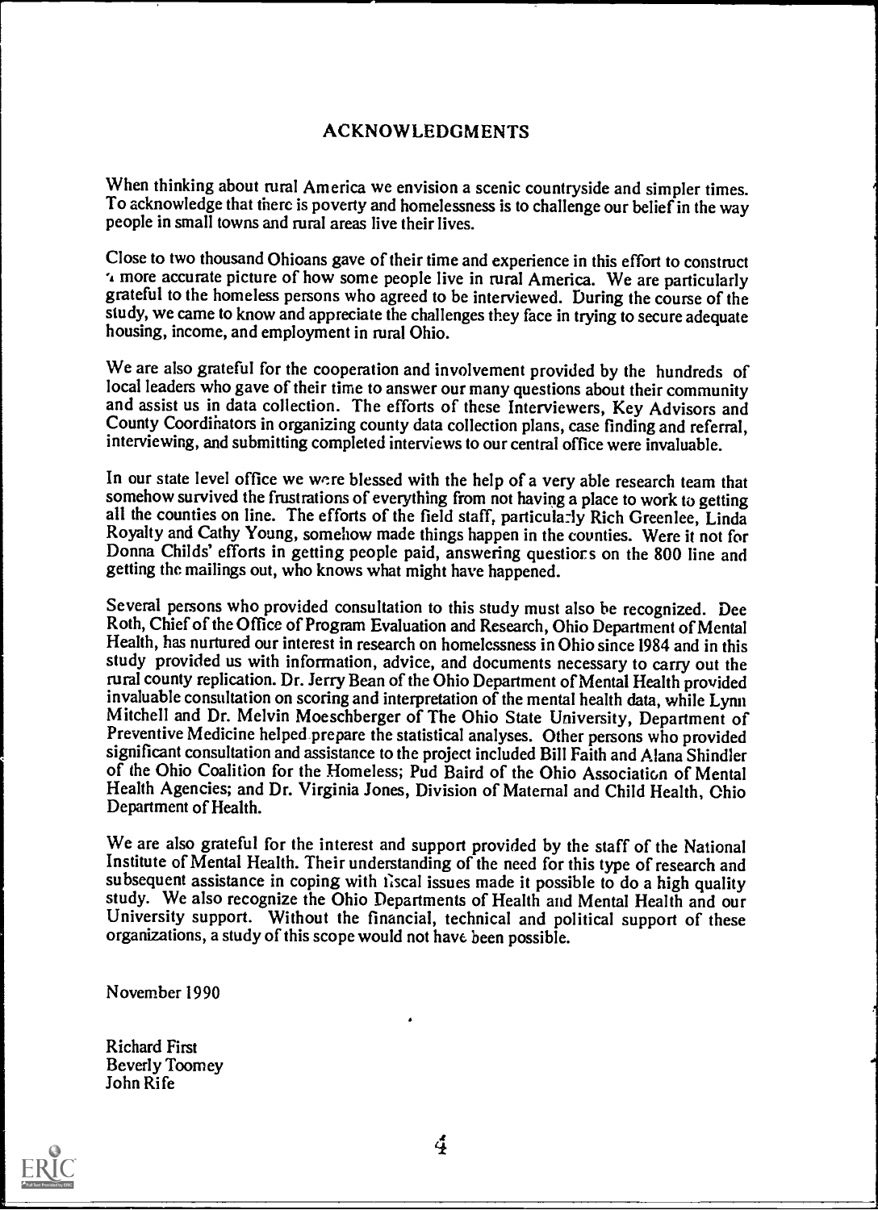## ACKNOWLEDGMENTS

When thinking about rural America we envision a scenic countryside and simpler times. To acknowledge that there is poverty and homelessness is to challenge our belief in the way people in small towns and rural areas live their lives.

Close to two thousand Ohioans gave of their time and experience in this effort to construct a more accurate picture of how some people live in rural America. We are particularly grateful to the homeless persons who agreed to be interviewed. During the course of the study, we came to know and appreciate the challenges they face in trying to secure adequate housing, income, and employment in rural Ohio.

We are also grateful for the cooperation and involvement provided by the hundreds of local leaders who gave of their time to answer our many questions about their community and assist us in data collection. The efforts of these Interviewers, Key Advisors and County Coordinators in organizing county data collection plans, case finding and referral, interviewing, and submitting completed interviews to our central office were invaluable.

In our state level office we were blessed with the help of a very able research team that somehow survived the frustrations of everything from not having a place to work to getting all the counties on line. The efforts of the field staff, particularly Rich Greenlee, Linda Royalty and Cathy Young, somehow made things happen in the counties. Were it not for Donna Childs' efforts in getting people paid, answering questions on the 800 line and getting the mailings out, who knows what might have happened.

Several persons who provided consultation to this study must also be recognized. Dee Roth, Chief of the Office of Program Evaluation and Research, Ohio Department of Mental Health, has nurtured our interest in research on homelessness in Ohio since 1984 and in this study provided us with information, advice, and documents necessary to carry out the rural county replication. Dr. Jerry Bean of the Ohio Department of Mental Health provided invaluable consultation on scoring and interpretation of the mental health data, while Lynn Mitchell and Dr. Melvin Moeschberger of The Ohio State University, Department of Preventive Medicine helped prepare the statistical analyses. Other persons who provided significant consultation and assistance to the project included Bill Faith and Alana Shindler of the Ohio Coalition for the Homeless; Pud Baird of the Ohio Association of Mental Health Agencies; and Dr. Virginia Jones, Division of Maternal and Child Health, Ohio Department of Health.

We are also grateful for the interest and support provided by the staff of the National Institute of Mental Health. Their understanding of the need for this type of research and subsequent assistance in coping with fiscal issues made it possible to do a high quality study. We also recognize the Ohio Departments of Health and Mental Health and our University support. Without the financial, technical and political support of these organizations, a study of this scope would not have been possible.

November 1990

Richard First
Beverly Toomey
John Rife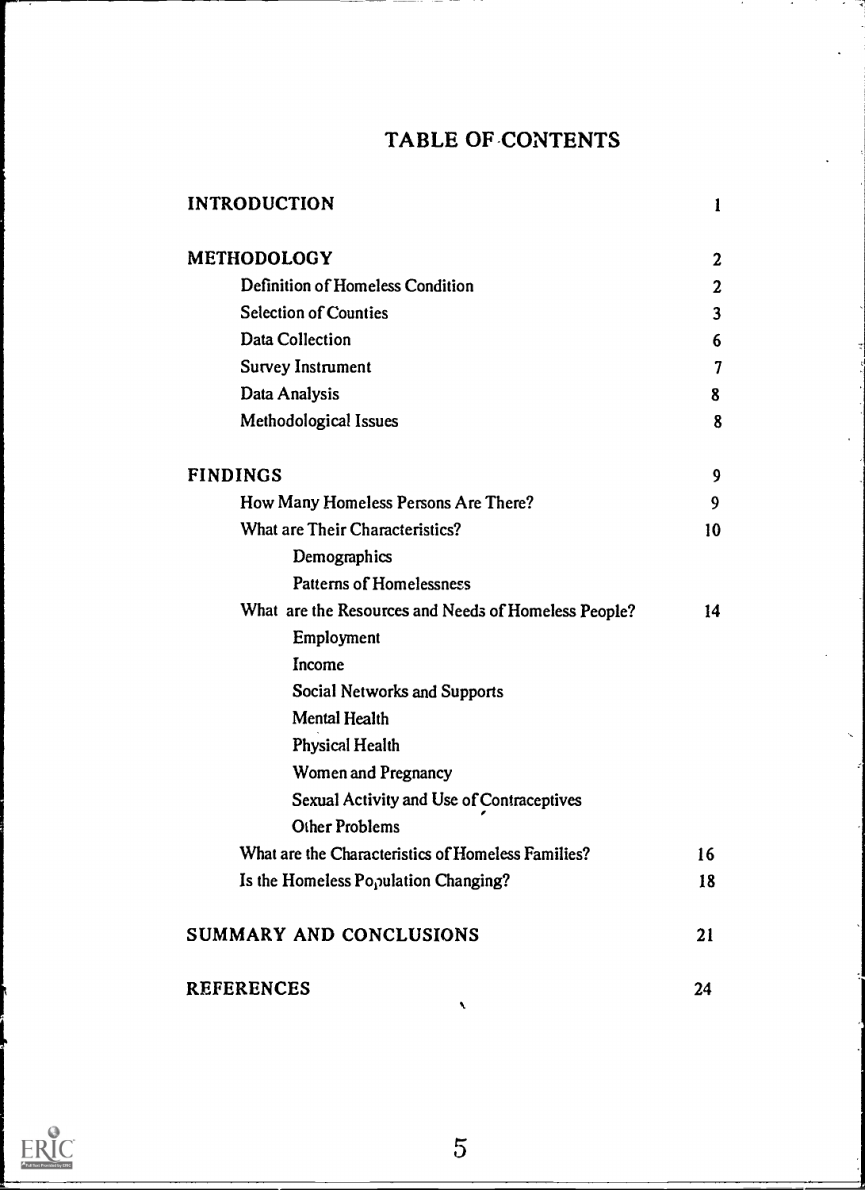# TABLE OF CONTENTS

| | |
|---|---|
| **INTRODUCTION** | 1 |
| **METHODOLOGY** | 2 |
| Definition of Homeless Condition | 2 |
| Selection of Counties | 3 |
| Data Collection | 6 |
| Survey Instrument | 7 |
| Data Analysis | 8 |
| Methodological Issues | 8 |
| **FINDINGS** | 9 |
| How Many Homeless Persons Are There? | 9 |
| What are Their Characteristics? | 10 |
| Demographics | |
| Patterns of Homelessness | |
| What are the Resources and Needs of Homeless People? | 14 |
| Employment | |
| Income | |
| Social Networks and Supports | |
| Mental Health | |
| Physical Health | |
| Women and Pregnancy | |
| Sexual Activity and Use of Contraceptives | |
| Other Problems | |
| What are the Characteristics of Homeless Families? | 16 |
| Is the Homeless Population Changing? | 18 |
| **SUMMARY AND CONCLUSIONS** | 21 |
| **REFERENCES** | 24 |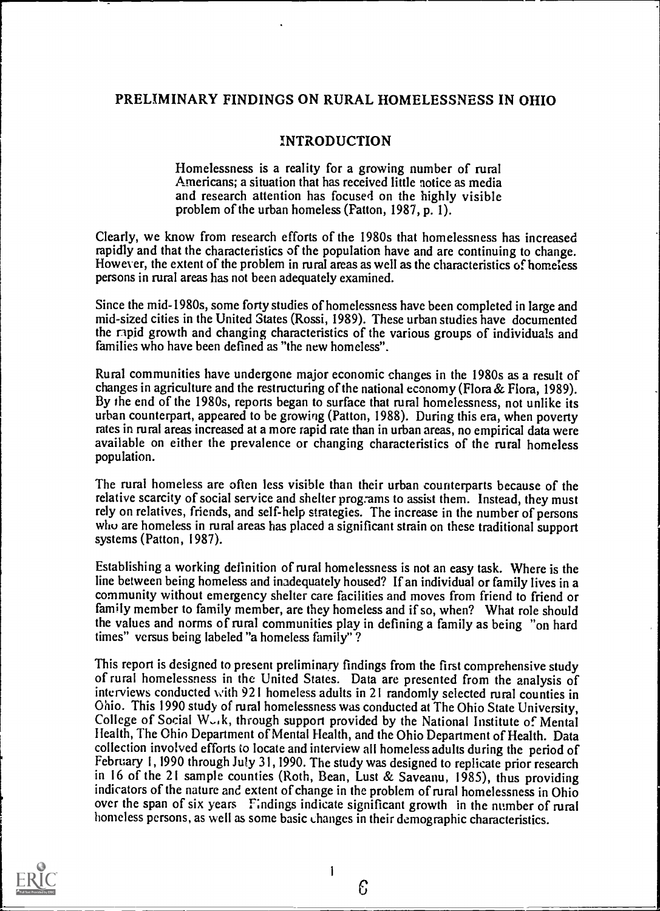## PRELIMINARY FINDINGS ON RURAL HOMELESSNESS IN OHIO

### INTRODUCTION

> Homelessness is a reality for a growing number of rural Americans; a situation that has received little notice as media and research attention has focused on the highly visible problem of the urban homeless (Patton, 1987, p. 1).

Clearly, we know from research efforts of the 1980s that homelessness has increased rapidly and that the characteristics of the population have and are continuing to change. However, the extent of the problem in rural areas as well as the characteristics of homeless persons in rural areas has not been adequately examined.

Since the mid-1980s, some forty studies of homelessness have been completed in large and mid-sized cities in the United States (Rossi, 1989). These urban studies have documented the rapid growth and changing characteristics of the various groups of individuals and families who have been defined as "the new homeless".

Rural communities have undergone major economic changes in the 1980s as a result of changes in agriculture and the restructuring of the national economy (Flora & Flora, 1989). By the end of the 1980s, reports began to surface that rural homelessness, not unlike its urban counterpart, appeared to be growing (Patton, 1988). During this era, when poverty rates in rural areas increased at a more rapid rate than in urban areas, no empirical data were available on either the prevalence or changing characteristics of the rural homeless population.

The rural homeless are often less visible than their urban counterparts because of the relative scarcity of social service and shelter programs to assist them. Instead, they must rely on relatives, friends, and self-help strategies. The increase in the number of persons who are homeless in rural areas has placed a significant strain on these traditional support systems (Patton, 1987).

Establishing a working definition of rural homelessness is not an easy task. Where is the line between being homeless and inadequately housed? If an individual or family lives in a community without emergency shelter care facilities and moves from friend to friend or family member to family member, are they homeless and if so, when? What role should the values and norms of rural communities play in defining a family as being "on hard times" versus being labeled "a homeless family"?

This report is designed to present preliminary findings from the first comprehensive study of rural homelessness in the United States. Data are presented from the analysis of interviews conducted with 921 homeless adults in 21 randomly selected rural counties in Ohio. This 1990 study of rural homelessness was conducted at The Ohio State University, College of Social Work, through support provided by the National Institute of Mental Health, The Ohio Department of Mental Health, and the Ohio Department of Health. Data collection involved efforts to locate and interview all homeless adults during the period of February 1, 1990 through July 31, 1990. The study was designed to replicate prior research in 16 of the 21 sample counties (Roth, Bean, Lust & Saveanu, 1985), thus providing indicators of the nature and extent of change in the problem of rural homelessness in Ohio over the span of six years. Findings indicate significant growth in the number of rural homeless persons, as well as some basic changes in their demographic characteristics.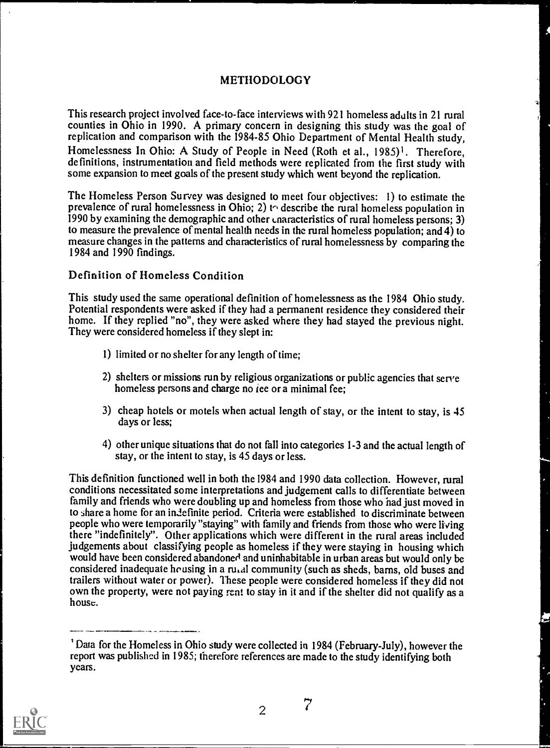## METHODOLOGY

This research project involved face-to-face interviews with 921 homeless adults in 21 rural counties in Ohio in 1990. A primary concern in designing this study was the goal of replication and comparison with the 1984-85 Ohio Department of Mental Health study, Homelessness In Ohio: A Study of People in Need (Roth et al., 1985)[1]. Therefore, definitions, instrumentation and field methods were replicated from the first study with some expansion to meet goals of the present study which went beyond the replication.

The Homeless Person Survey was designed to meet four objectives: 1) to estimate the prevalence of rural homelessness in Ohio; 2) to describe the rural homeless population in 1990 by examining the demographic and other characteristics of rural homeless persons; 3) to measure the prevalence of mental health needs in the rural homeless population; and 4) to measure changes in the patterns and characteristics of rural homelessness by comparing the 1984 and 1990 findings.

### Definition of Homeless Condition

This study used the same operational definition of homelessness as the 1984 Ohio study. Potential respondents were asked if they had a permanent residence they considered their home. If they replied "no", they were asked where they had stayed the previous night. They were considered homeless if they slept in:

1) limited or no shelter for any length of time;

2) shelters or missions run by religious organizations or public agencies that serve homeless persons and charge no fee or a minimal fee;

3) cheap hotels or motels when actual length of stay, or the intent to stay, is 45 days or less;

4) other unique situations that do not fall into categories 1-3 and the actual length of stay, or the intent to stay, is 45 days or less.

This definition functioned well in both the 1984 and 1990 data collection. However, rural conditions necessitated some interpretations and judgement calls to differentiate between family and friends who were doubling up and homeless from those who had just moved in to share a home for an indefinite period. Criteria were established to discriminate between people who were temporarily "staying" with family and friends from those who were living there "indefinitely". Other applications which were different in the rural areas included judgements about classifying people as homeless if they were staying in housing which would have been considered abandoned and uninhabitable in urban areas but would only be considered inadequate housing in a rural community (such as sheds, barns, old buses and trailers without water or power). These people were considered homeless if they did not own the property, were not paying rent to stay in it and if the shelter did not qualify as a house.

---

[1] Data for the Homeless in Ohio study were collected in 1984 (February-July), however the report was published in 1985; therefore references are made to the study identifying both years.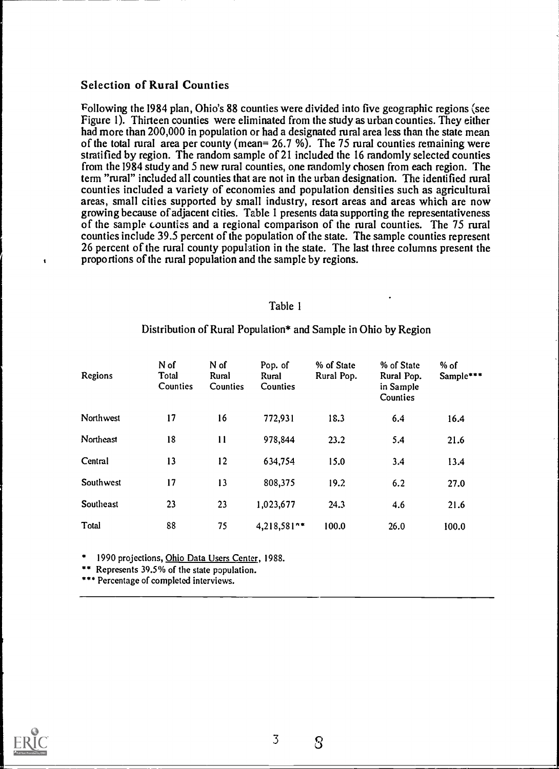### Selection of Rural Counties

Following the 1984 plan, Ohio's 88 counties were divided into five geographic regions (see Figure 1). Thirteen counties were eliminated from the study as urban counties. They either had more than 200,000 in population or had a designated rural area less than the state mean of the total rural area per county (mean= 26.7 %). The 75 rural counties remaining were stratified by region. The random sample of 21 included the 16 randomly selected counties from the 1984 study and 5 new rural counties, one randomly chosen from each region. The term "rural" included all counties that are not in the urban designation. The identified rural counties included a variety of economies and population densities such as agricultural areas, small cities supported by small industry, resort areas and areas which are now growing because of adjacent cities. Table 1 presents data supporting the representativeness of the sample counties and a regional comparison of the rural counties. The 75 rural counties include 39.5 percent of the population of the state. The sample counties represent 26 percent of the rural county population in the state. The last three columns present the proportions of the rural population and the sample by regions.

Table 1

Distribution of Rural Population* and Sample in Ohio by Region

| Regions | N of Total Counties | N of Rural Counties | Pop. of Rural Counties | % of State Rural Pop. | % of State Rural Pop. in Sample Counties | % of Sample*** |
|---|---|---|---|---|---|---|
| Northwest | 17 | 16 | 772,931 | 18.3 | 6.4 | 16.4 |
| Northeast | 18 | 11 | 978,844 | 23.2 | 5.4 | 21.6 |
| Central | 13 | 12 | 634,754 | 15.0 | 3.4 | 13.4 |
| Southwest | 17 | 13 | 808,375 | 19.2 | 6.2 | 27.0 |
| Southeast | 23 | 23 | 1,023,677 | 24.3 | 4.6 | 21.6 |
| Total | 88 | 75 | 4,218,581** | 100.0 | 26.0 | 100.0 |

\* 1990 projections, Ohio Data Users Center, 1988.

** Represents 39.5% of the state population.

*** Percentage of completed interviews.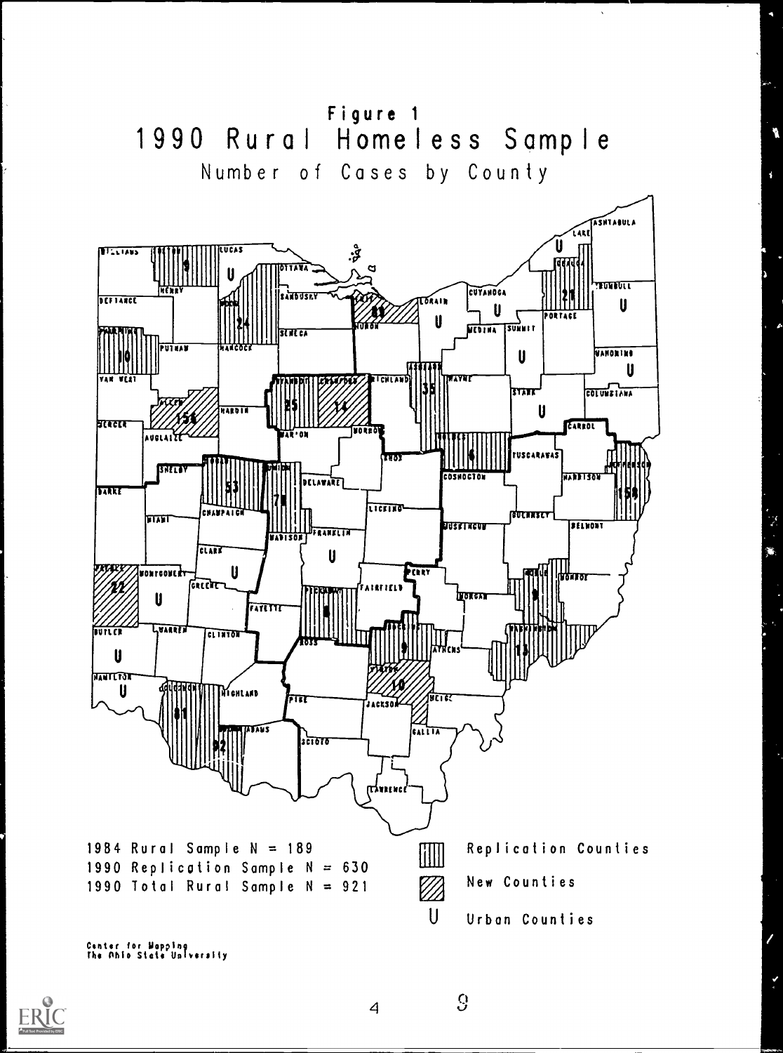# Figure 1

## 1990 Rural Homeless Sample

Number of Cases by County

1984 Rural Sample N = 189
1990 Replication Sample N = 630
1990 Total Rural Sample N = 921

Replication Counties
New Counties
U Urban Counties

Center for Mapping
The Ohio State University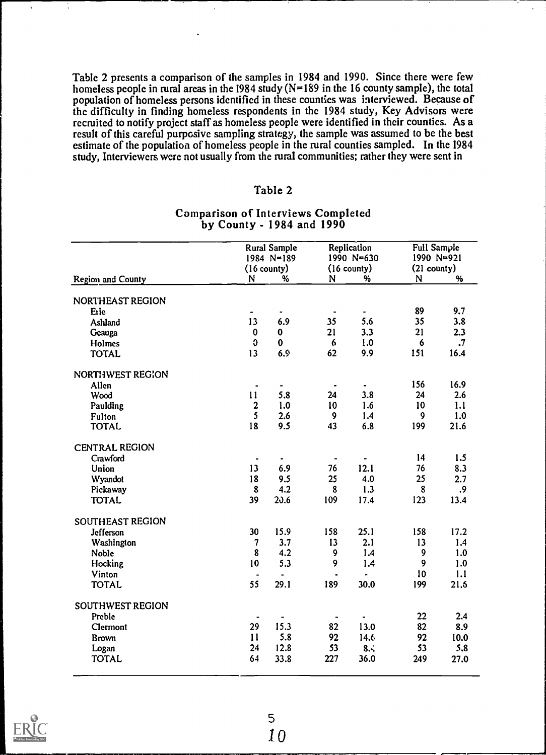Table 2 presents a comparison of the samples in 1984 and 1990. Since there were few homeless people in rural areas in the 1984 study (N=189 in the 16 county sample), the total population of homeless persons identified in these counties was interviewed. Because of the difficulty in finding homeless respondents in the 1984 study, Key Advisors were recruited to notify project staff as homeless people were identified in their counties. As a result of this careful purposive sampling strategy, the sample was assumed to be the best estimate of the population of homeless people in the rural counties sampled. In the 1984 study, Interviewers were not usually from the rural communities; rather they were sent in

## Table 2

### Comparison of Interviews Completed by County - 1984 and 1990

| | Rural Sample 1984 N=189 (16 county) | | Replication 1990 N=630 (16 county) | | Full Sample 1990 N=921 (21 county) | |
|---|---|---|---|---|---|---|
| Region and County | N | % | N | % | N | % |
| NORTHEAST REGION | | | | | | |
| Erie | - | - | - | - | 89 | 9.7 |
| Ashland | 13 | 6.9 | 35 | 5.6 | 35 | 3.8 |
| Geauga | 0 | 0 | 21 | 3.3 | 21 | 2.3 |
| Holmes | 0 | 0 | 6 | 1.0 | 6 | .7 |
| TOTAL | 13 | 6.9 | 62 | 9.9 | 151 | 16.4 |
| NORTHWEST REGION | | | | | | |
| Allen | - | - | - | - | 156 | 16.9 |
| Wood | 11 | 5.8 | 24 | 3.8 | 24 | 2.6 |
| Paulding | 2 | 1.0 | 10 | 1.6 | 10 | 1.1 |
| Fulton | 5 | 2.6 | 9 | 1.4 | 9 | 1.0 |
| TOTAL | 18 | 9.5 | 43 | 6.8 | 199 | 21.6 |
| CENTRAL REGION | | | | | | |
| Crawford | - | - | - | - | 14 | 1.5 |
| Union | 13 | 6.9 | 76 | 12.1 | 76 | 8.3 |
| Wyandot | 18 | 9.5 | 25 | 4.0 | 25 | 2.7 |
| Pickaway | 8 | 4.2 | 8 | 1.3 | 8 | .9 |
| TOTAL | 39 | 20.6 | 109 | 17.4 | 123 | 13.4 |
| SOUTHEAST REGION | | | | | | |
| Jefferson | 30 | 15.9 | 158 | 25.1 | 158 | 17.2 |
| Washington | 7 | 3.7 | 13 | 2.1 | 13 | 1.4 |
| Noble | 8 | 4.2 | 9 | 1.4 | 9 | 1.0 |
| Hocking | 10 | 5.3 | 9 | 1.4 | 9 | 1.0 |
| Vinton | - | - | - | - | 10 | 1.1 |
| TOTAL | 55 | 29.1 | 189 | 30.0 | 199 | 21.6 |
| SOUTHWEST REGION | | | | | | |
| Preble | - | - | - | - | 22 | 2.4 |
| Clermont | 29 | 15.3 | 82 | 13.0 | 82 | 8.9 |
| Brown | 11 | 5.8 | 92 | 14.6 | 92 | 10.0 |
| Logan | 24 | 12.8 | 53 | 8.4 | 53 | 5.8 |
| TOTAL | 64 | 33.8 | 227 | 36.0 | 249 | 27.0 |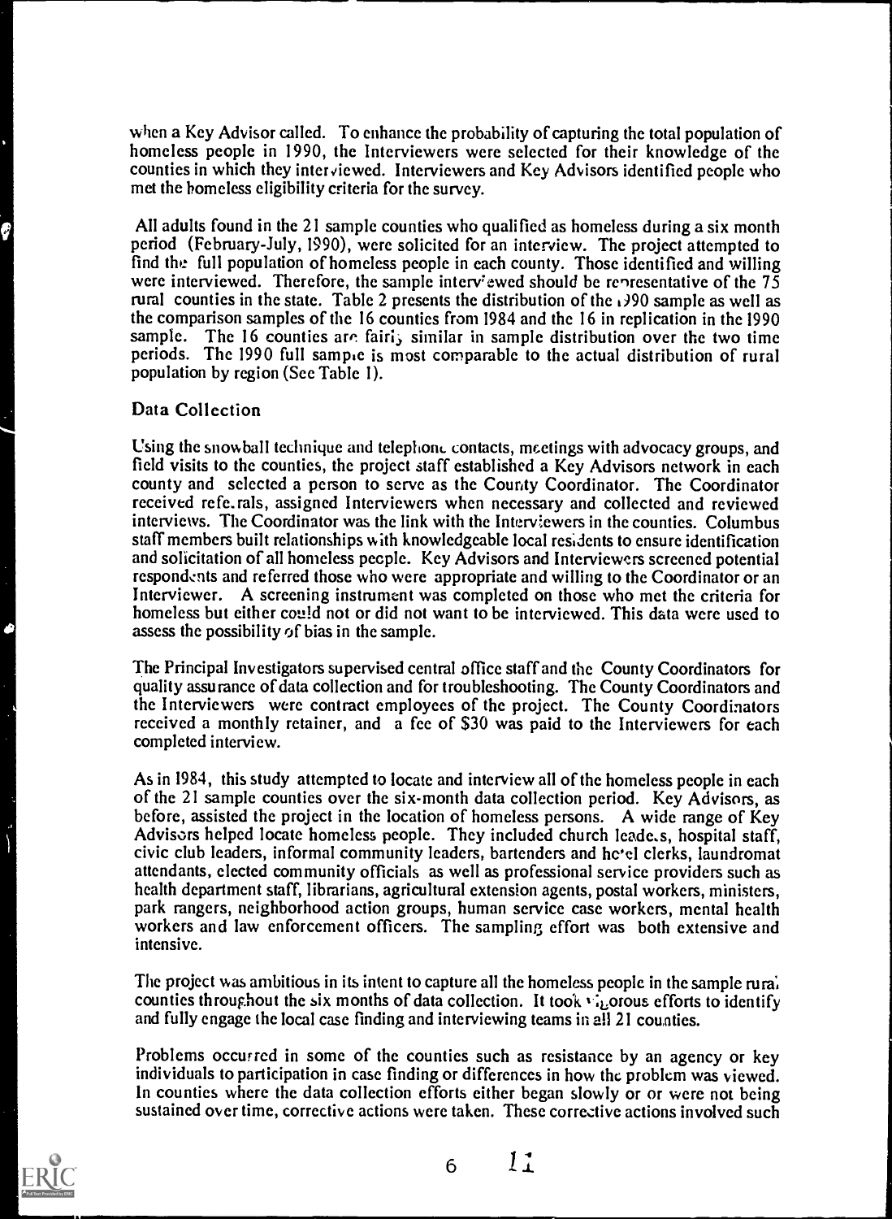when a Key Advisor called. To enhance the probability of capturing the total population of homeless people in 1990, the Interviewers were selected for their knowledge of the counties in which they interviewed. Interviewers and Key Advisors identified people who met the homeless eligibility criteria for the survey.

All adults found in the 21 sample counties who qualified as homeless during a six month period (February-July, 1990), were solicited for an interview. The project attempted to find the full population of homeless people in each county. Those identified and willing were interviewed. Therefore, the sample interviewed should be representative of the 75 rural counties in the state. Table 2 presents the distribution of the 1990 sample as well as the comparison samples of the 16 counties from 1984 and the 16 in replication in the 1990 sample. The 16 counties are fairly similar in sample distribution over the two time periods. The 1990 full sample is most comparable to the actual distribution of rural population by region (See Table 1).

## Data Collection

Using the snowball technique and telephone contacts, meetings with advocacy groups, and field visits to the counties, the project staff established a Key Advisors network in each county and selected a person to serve as the County Coordinator. The Coordinator received referrals, assigned Interviewers when necessary and collected and reviewed interviews. The Coordinator was the link with the Interviewers in the counties. Columbus staff members built relationships with knowledgeable local residents to ensure identification and solicitation of all homeless people. Key Advisors and Interviewers screened potential respondents and referred those who were appropriate and willing to the Coordinator or an Interviewer. A screening instrument was completed on those who met the criteria for homeless but either could not or did not want to be interviewed. This data were used to assess the possibility of bias in the sample.

The Principal Investigators supervised central office staff and the County Coordinators for quality assurance of data collection and for troubleshooting. The County Coordinators and the Interviewers were contract employees of the project. The County Coordinators received a monthly retainer, and a fee of $30 was paid to the Interviewers for each completed interview.

As in 1984, this study attempted to locate and interview all of the homeless people in each of the 21 sample counties over the six-month data collection period. Key Advisors, as before, assisted the project in the location of homeless persons. A wide range of Key Advisors helped locate homeless people. They included church leaders, hospital staff, civic club leaders, informal community leaders, bartenders and hotel clerks, laundromat attendants, elected community officials as well as professional service providers such as health department staff, librarians, agricultural extension agents, postal workers, ministers, park rangers, neighborhood action groups, human service case workers, mental health workers and law enforcement officers. The sampling effort was both extensive and intensive.

The project was ambitious in its intent to capture all the homeless people in the sample rural counties throughout the six months of data collection. It took vigorous efforts to identify and fully engage the local case finding and interviewing teams in all 21 counties.

Problems occurred in some of the counties such as resistance by an agency or key individuals to participation in case finding or differences in how the problem was viewed. In counties where the data collection efforts either began slowly or or were not being sustained over time, corrective actions were taken. These corrective actions involved such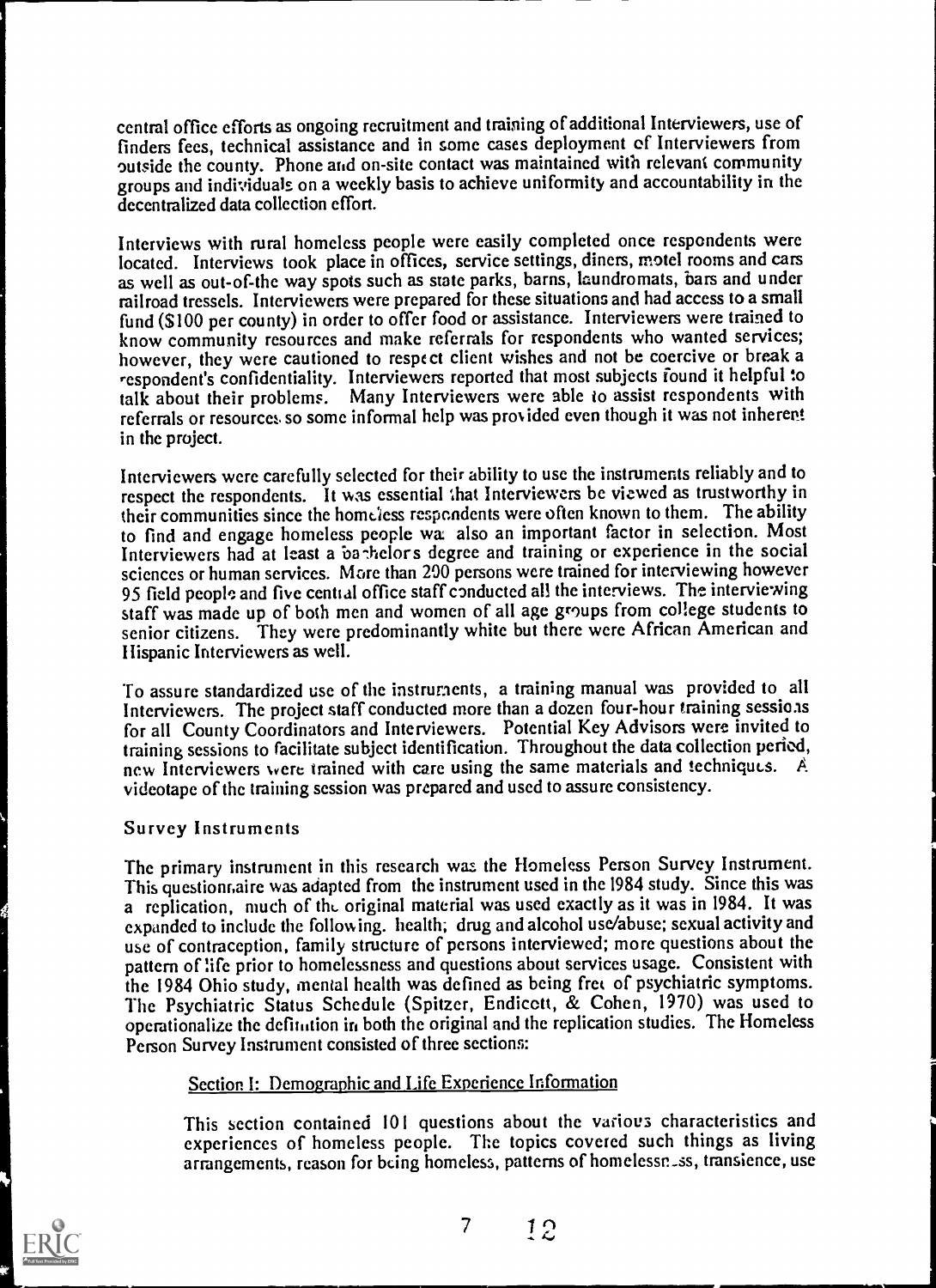central office efforts as ongoing recruitment and training of additional Interviewers, use of finders fees, technical assistance and in some cases deployment of Interviewers from outside the county. Phone and on-site contact was maintained with relevant community groups and individuals on a weekly basis to achieve uniformity and accountability in the decentralized data collection effort.

Interviews with rural homeless people were easily completed once respondents were located. Interviews took place in offices, service settings, diners, motel rooms and cars as well as out-of-the way spots such as state parks, barns, laundromats, bars and under railroad tressels. Interviewers were prepared for these situations and had access to a small fund ($100 per county) in order to offer food or assistance. Interviewers were trained to know community resources and make referrals for respondents who wanted services; however, they were cautioned to respect client wishes and not be coercive or break a respondent's confidentiality. Interviewers reported that most subjects found it helpful to talk about their problems. Many Interviewers were able to assist respondents with referrals or resources so some informal help was provided even though it was not inherent in the project.

Interviewers were carefully selected for their ability to use the instruments reliably and to respect the respondents. It was essential that Interviewers be viewed as trustworthy in their communities since the homeless respondents were often known to them. The ability to find and engage homeless people was also an important factor in selection. Most Interviewers had at least a bachelors degree and training or experience in the social sciences or human services. More than 200 persons were trained for interviewing however 95 field people and five central office staff conducted all the interviews. The interviewing staff was made up of both men and women of all age groups from college students to senior citizens. They were predominantly white but there were African American and Hispanic Interviewers as well.

To assure standardized use of the instruments, a training manual was provided to all Interviewers. The project staff conducted more than a dozen four-hour training sessions for all County Coordinators and Interviewers. Potential Key Advisors were invited to training sessions to facilitate subject identification. Throughout the data collection period, new Interviewers were trained with care using the same materials and techniques. A videotape of the training session was prepared and used to assure consistency.

### Survey Instruments

The primary instrument in this research was the Homeless Person Survey Instrument. This questionnaire was adapted from the instrument used in the 1984 study. Since this was a replication, much of the original material was used exactly as it was in 1984. It was expanded to include the following. health; drug and alcohol use/abuse; sexual activity and use of contraception, family structure of persons interviewed; more questions about the pattern of life prior to homelessness and questions about services usage. Consistent with the 1984 Ohio study, mental health was defined as being free of psychiatric symptoms. The Psychiatric Status Schedule (Spitzer, Endicott, & Cohen, 1970) was used to operationalize the definition in both the original and the replication studies. The Homeless Person Survey Instrument consisted of three sections:

<u>Section I: Demographic and Life Experience Information</u>

This section contained 101 questions about the various characteristics and experiences of homeless people. The topics covered such things as living arrangements, reason for being homeless, patterns of homelessness, transience, use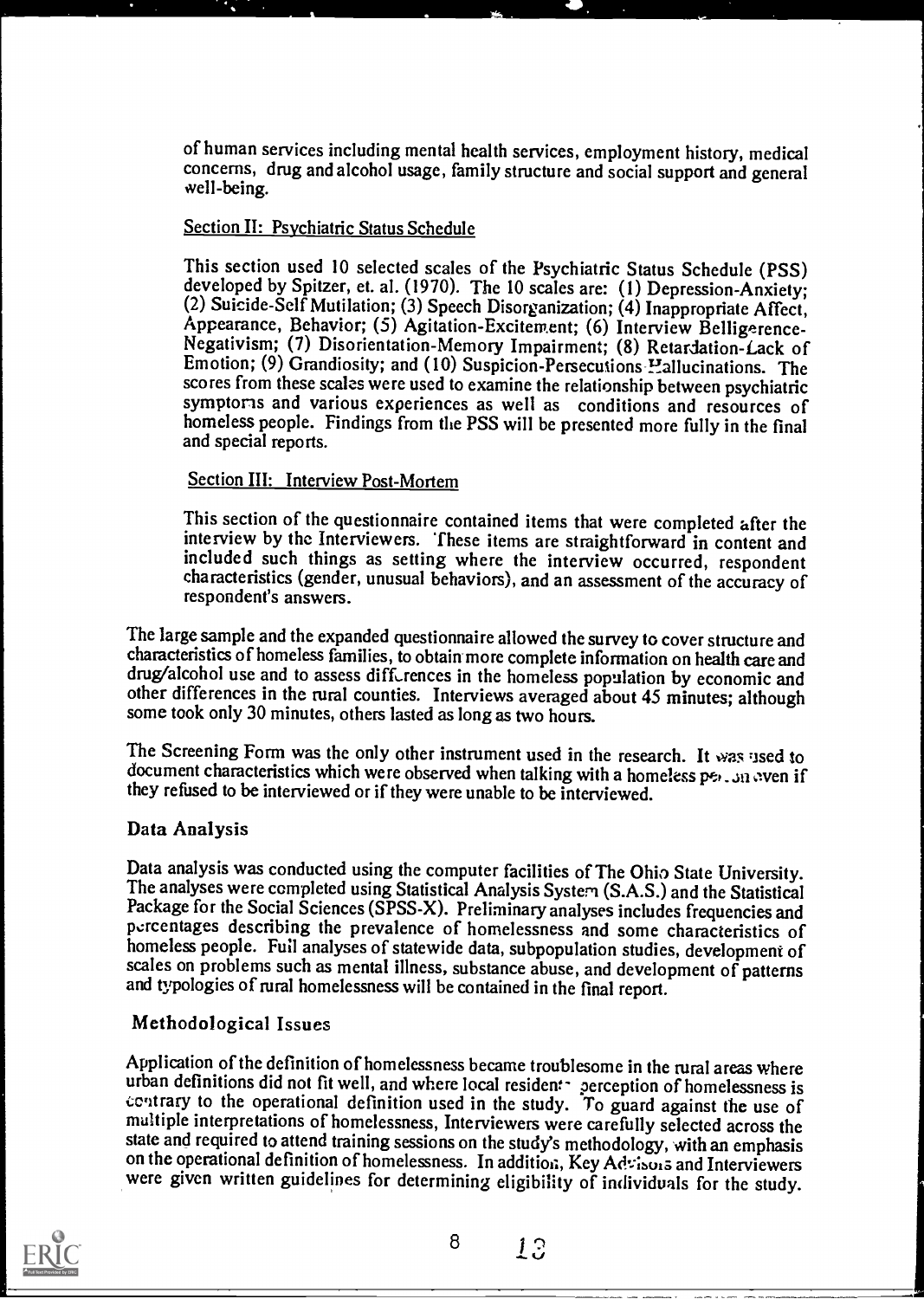of human services including mental health services, employment history, medical concerns, drug and alcohol usage, family structure and social support and general well-being.

Section II: Psychiatric Status Schedule

This section used 10 selected scales of the Psychiatric Status Schedule (PSS) developed by Spitzer, et. al. (1970). The 10 scales are: (1) Depression-Anxiety; (2) Suicide-Self Mutilation; (3) Speech Disorganization; (4) Inappropriate Affect, Appearance, Behavior; (5) Agitation-Excitement; (6) Interview Belligerence-Negativism; (7) Disorientation-Memory Impairment; (8) Retardation-Lack of Emotion; (9) Grandiosity; and (10) Suspicion-Persecutions-Hallucinations. The scores from these scales were used to examine the relationship between psychiatric symptoms and various experiences as well as conditions and resources of homeless people. Findings from the PSS will be presented more fully in the final and special reports.

Section III: Interview Post-Mortem

This section of the questionnaire contained items that were completed after the interview by the Interviewers. These items are straightforward in content and included such things as setting where the interview occurred, respondent characteristics (gender, unusual behaviors), and an assessment of the accuracy of respondent's answers.

The large sample and the expanded questionnaire allowed the survey to cover structure and characteristics of homeless families, to obtain more complete information on health care and drug/alcohol use and to assess differences in the homeless population by economic and other differences in the rural counties. Interviews averaged about 45 minutes; although some took only 30 minutes, others lasted as long as two hours.

The Screening Form was the only other instrument used in the research. It was used to document characteristics which were observed when talking with a homeless person even if they refused to be interviewed or if they were unable to be interviewed.

## Data Analysis

Data analysis was conducted using the computer facilities of The Ohio State University. The analyses were completed using Statistical Analysis System (S.A.S.) and the Statistical Package for the Social Sciences (SPSS-X). Preliminary analyses includes frequencies and percentages describing the prevalence of homelessness and some characteristics of homeless people. Full analyses of statewide data, subpopulation studies, development of scales on problems such as mental illness, substance abuse, and development of patterns and typologies of rural homelessness will be contained in the final report.

## Methodological Issues

Application of the definition of homelessness became troublesome in the rural areas where urban definitions did not fit well, and where local residents' perception of homelessness is contrary to the operational definition used in the study. To guard against the use of multiple interpretations of homelessness, Interviewers were carefully selected across the state and required to attend training sessions on the study's methodology, with an emphasis on the operational definition of homelessness. In addition, Key Advisors and Interviewers were given written guidelines for determining eligibility of individuals for the study.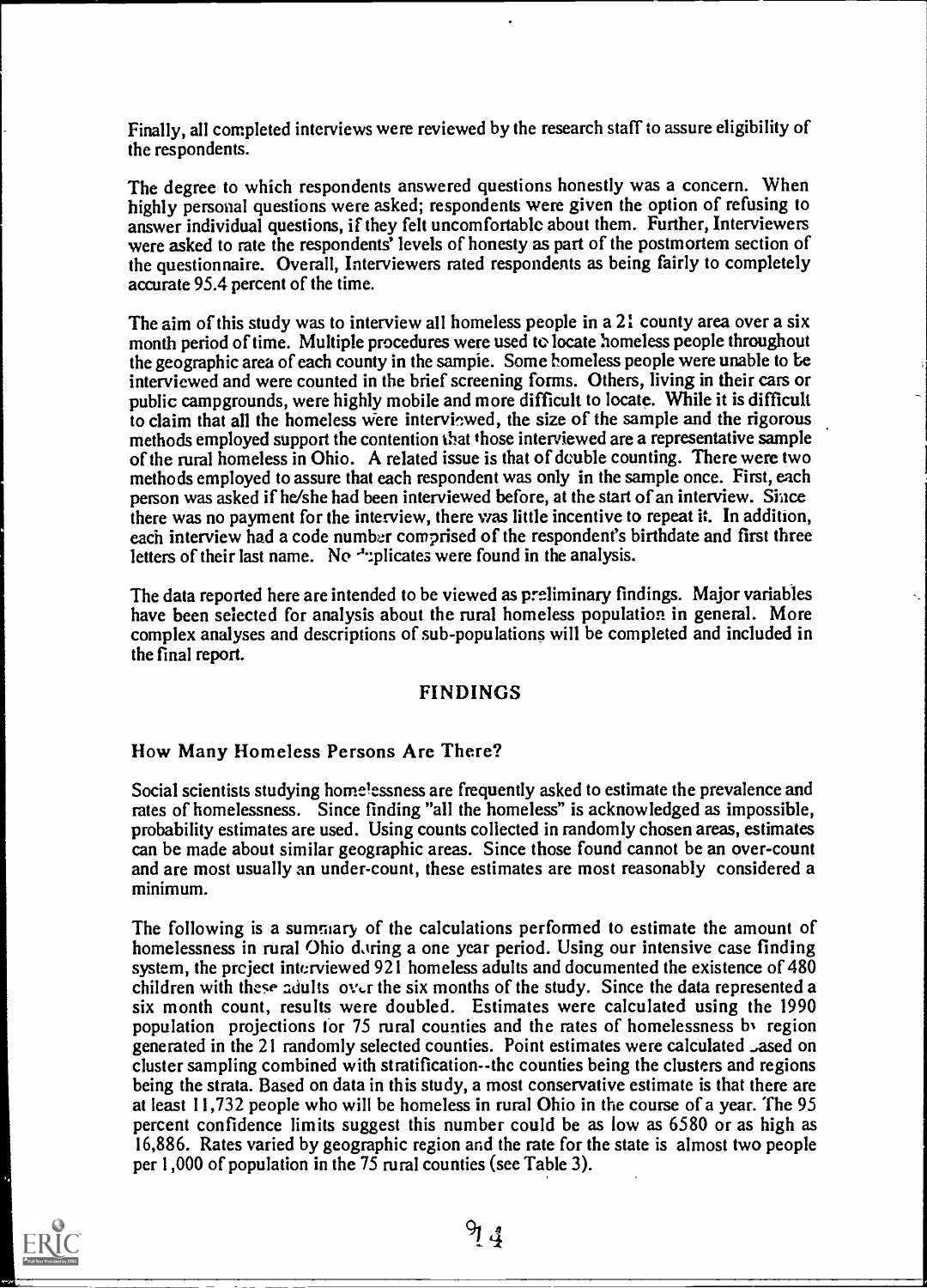Finally, all completed interviews were reviewed by the research staff to assure eligibility of the respondents.

The degree to which respondents answered questions honestly was a concern. When highly personal questions were asked; respondents were given the option of refusing to answer individual questions, if they felt uncomfortable about them. Further, Interviewers were asked to rate the respondents' levels of honesty as part of the postmortem section of the questionnaire. Overall, Interviewers rated respondents as being fairly to completely accurate 95.4 percent of the time.

The aim of this study was to interview all homeless people in a 21 county area over a six month period of time. Multiple procedures were used to locate homeless people throughout the geographic area of each county in the sample. Some homeless people were unable to be interviewed and were counted in the brief screening forms. Others, living in their cars or public campgrounds, were highly mobile and more difficult to locate. While it is difficult to claim that all the homeless were interviewed, the size of the sample and the rigorous methods employed support the contention that those interviewed are a representative sample of the rural homeless in Ohio. A related issue is that of double counting. There were two methods employed to assure that each respondent was only in the sample once. First, each person was asked if he/she had been interviewed before, at the start of an interview. Since there was no payment for the interview, there was little incentive to repeat it. In addition, each interview had a code number comprised of the respondent's birthdate and first three letters of their last name. No duplicates were found in the analysis.

The data reported here are intended to be viewed as preliminary findings. Major variables have been selected for analysis about the rural homeless population in general. More complex analyses and descriptions of sub-populations will be completed and included in the final report.

## FINDINGS

### How Many Homeless Persons Are There?

Social scientists studying homelessness are frequently asked to estimate the prevalence and rates of homelessness. Since finding "all the homeless" is acknowledged as impossible, probability estimates are used. Using counts collected in randomly chosen areas, estimates can be made about similar geographic areas. Since those found cannot be an over-count and are most usually an under-count, these estimates are most reasonably considered a minimum.

The following is a summary of the calculations performed to estimate the amount of homelessness in rural Ohio during a one year period. Using our intensive case finding system, the project interviewed 921 homeless adults and documented the existence of 480 children with these adults over the six months of the study. Since the data represented a six month count, results were doubled. Estimates were calculated using the 1990 population projections for 75 rural counties and the rates of homelessness by region generated in the 21 randomly selected counties. Point estimates were calculated based on cluster sampling combined with stratification--the counties being the clusters and regions being the strata. Based on data in this study, a most conservative estimate is that there are at least 11,732 people who will be homeless in rural Ohio in the course of a year. The 95 percent confidence limits suggest this number could be as low as 6580 or as high as 16,886. Rates varied by geographic region and the rate for the state is almost two people per 1,000 of population in the 75 rural counties (see Table 3).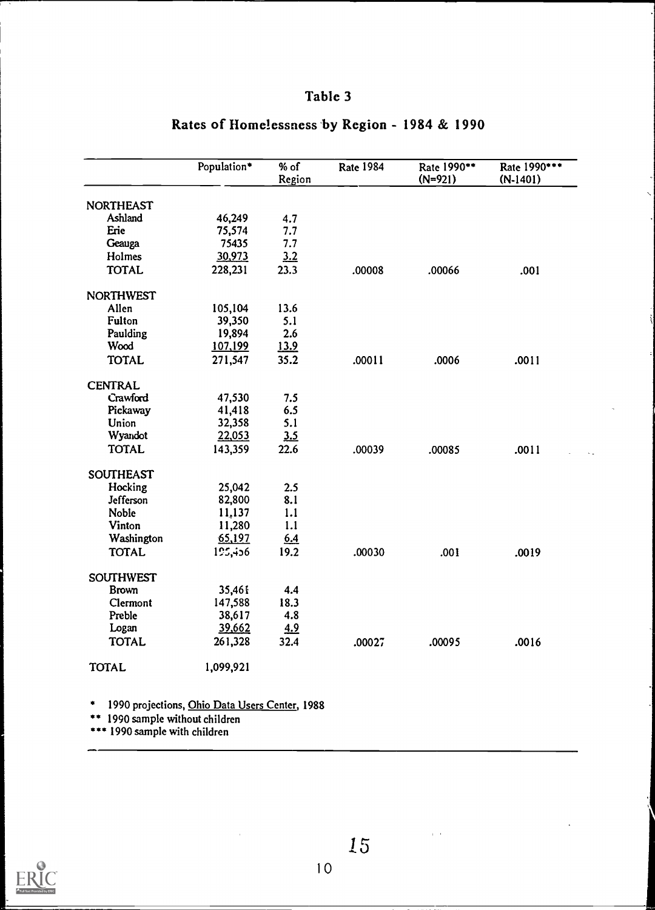# Table 3

## Rates of Homelessness by Region - 1984 & 1990

| | Population* | % of Region | Rate 1984 | Rate 1990** (N=921) | Rate 1990*** (N-1401) |
|---|---|---|---|---|---|
| NORTHEAST | | | | | |
| Ashland | 46,249 | 4.7 | | | |
| Erie | 75,574 | 7.7 | | | |
| Geauga | 75435 | 7.7 | | | |
| Holmes | 30,973 | 3.2 | | | |
| TOTAL | 228,231 | 23.3 | .00008 | .00066 | .001 |
| NORTHWEST | | | | | |
| Allen | 105,104 | 13.6 | | | |
| Fulton | 39,350 | 5.1 | | | |
| Paulding | 19,894 | 2.6 | | | |
| Wood | 107,199 | 13.9 | | | |
| TOTAL | 271,547 | 35.2 | .00011 | .0006 | .0011 |
| CENTRAL | | | | | |
| Crawford | 47,530 | 7.5 | | | |
| Pickaway | 41,418 | 6.5 | | | |
| Union | 32,358 | 5.1 | | | |
| Wyandot | 22,053 | 3.5 | | | |
| TOTAL | 143,359 | 22.6 | .00039 | .00085 | .0011 |
| SOUTHEAST | | | | | |
| Hocking | 25,042 | 2.5 | | | |
| Jefferson | 82,800 | 8.1 | | | |
| Noble | 11,137 | 1.1 | | | |
| Vinton | 11,280 | 1.1 | | | |
| Washington | 65,197 | 6.4 | | | |
| TOTAL | 195,456 | 19.2 | .00030 | .001 | .0019 |
| SOUTHWEST | | | | | |
| Brown | 35,461 | 4.4 | | | |
| Clermont | 147,588 | 18.3 | | | |
| Preble | 38,617 | 4.8 | | | |
| Logan | 39,662 | 4.9 | | | |
| TOTAL | 261,328 | 32.4 | .00027 | .00095 | .0016 |
| TOTAL | 1,099,921 | | | | |

\* 1990 projections, Ohio Data Users Center, 1988

\*\* 1990 sample without children

\*\*\* 1990 sample with children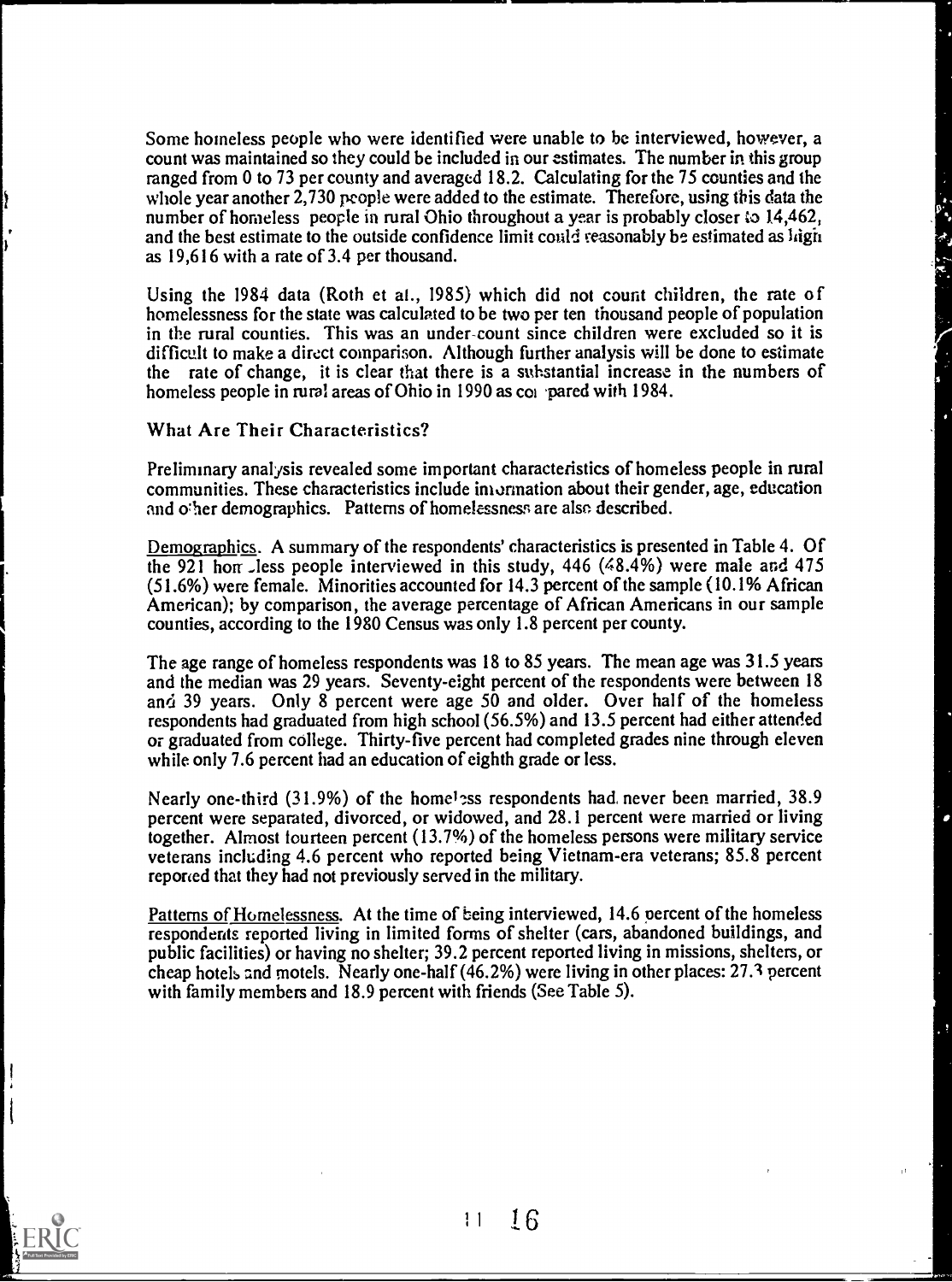Some homeless people who were identified were unable to be interviewed, however, a count was maintained so they could be included in our estimates. The number in this group ranged from 0 to 73 per county and averaged 18.2. Calculating for the 75 counties and the whole year another 2,730 people were added to the estimate. Therefore, using this data the number of homeless people in rural Ohio throughout a year is probably closer to 14,462, and the best estimate to the outside confidence limit could reasonably be estimated as high as 19,616 with a rate of 3.4 per thousand.

Using the 1984 data (Roth et al., 1985) which did not count children, the rate of homelessness for the state was calculated to be two per ten thousand people of population in the rural counties. This was an under-count since children were excluded so it is difficult to make a direct comparison. Although further analysis will be done to estimate the rate of change, it is clear that there is a substantial increase in the numbers of homeless people in rural areas of Ohio in 1990 as compared with 1984.

### What Are Their Characteristics?

Preliminary analysis revealed some important characteristics of homeless people in rural communities. These characteristics include information about their gender, age, education and other demographics. Patterns of homelessness are also described.

Demographics. A summary of the respondents' characteristics is presented in Table 4. Of the 921 homeless people interviewed in this study, 446 (48.4%) were male and 475 (51.6%) were female. Minorities accounted for 14.3 percent of the sample (10.1% African American); by comparison, the average percentage of African Americans in our sample counties, according to the 1980 Census was only 1.8 percent per county.

The age range of homeless respondents was 18 to 85 years. The mean age was 31.5 years and the median was 29 years. Seventy-eight percent of the respondents were between 18 and 39 years. Only 8 percent were age 50 and older. Over half of the homeless respondents had graduated from high school (56.5%) and 13.5 percent had either attended or graduated from college. Thirty-five percent had completed grades nine through eleven while only 7.6 percent had an education of eighth grade or less.

Nearly one-third (31.9%) of the homeless respondents had never been married, 38.9 percent were separated, divorced, or widowed, and 28.1 percent were married or living together. Almost fourteen percent (13.7%) of the homeless persons were military service veterans including 4.6 percent who reported being Vietnam-era veterans; 85.8 percent reported that they had not previously served in the military.

Patterns of Homelessness. At the time of being interviewed, 14.6 percent of the homeless respondents reported living in limited forms of shelter (cars, abandoned buildings, and public facilities) or having no shelter; 39.2 percent reported living in missions, shelters, or cheap hotels and motels. Nearly one-half (46.2%) were living in other places: 27.3 percent with family members and 18.9 percent with friends (See Table 5).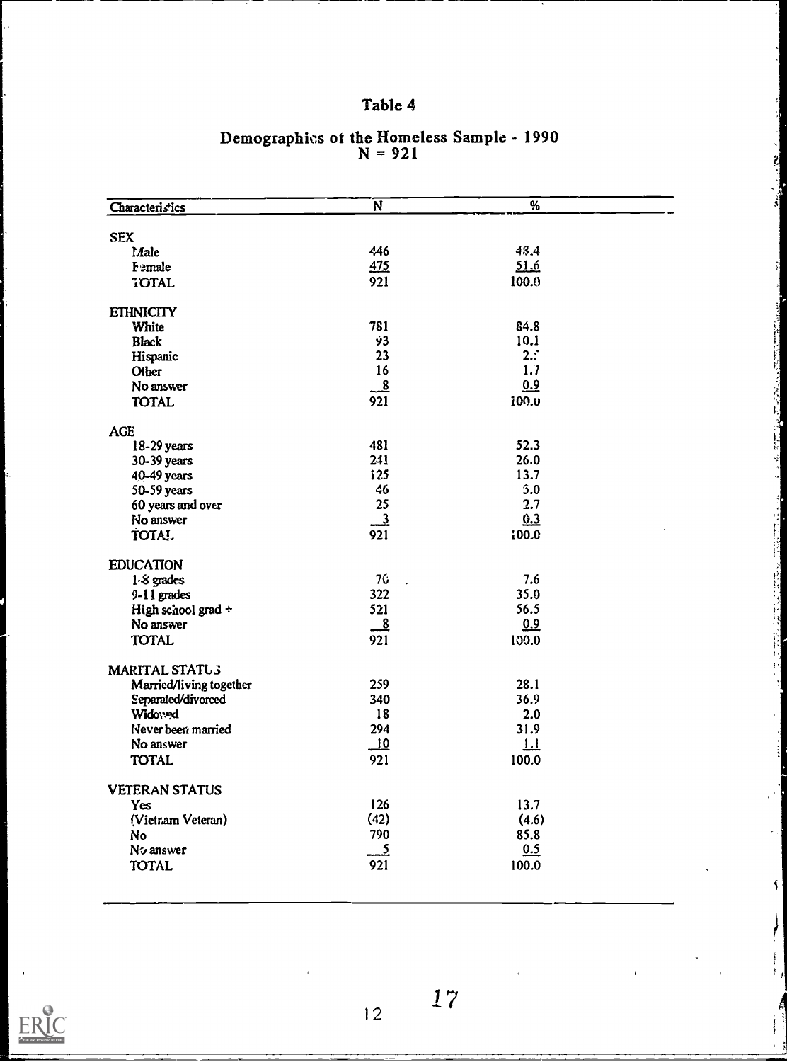# Table 4

## Demographics of the Homeless Sample - 1990
N = 921

| Characteristics | N | % |
|---|---|---|
| **SEX** | | |
| Male | 446 | 48.4 |
| Female | 475 | 51.6 |
| TOTAL | 921 | 100.0 |
| **ETHNICITY** | | |
| White | 781 | 84.8 |
| Black | 93 | 10.1 |
| Hispanic | 23 | 2.5 |
| Other | 16 | 1.7 |
| No answer | 8 | 0.9 |
| TOTAL | 921 | 100.0 |
| **AGE** | | |
| 18-29 years | 481 | 52.3 |
| 30-39 years | 241 | 26.0 |
| 40-49 years | 125 | 13.7 |
| 50-59 years | 46 | 5.0 |
| 60 years and over | 25 | 2.7 |
| No answer | 3 | 0.3 |
| TOTAL | 921 | 100.0 |
| **EDUCATION** | | |
| 1-8 grades | 70 | 7.6 |
| 9-11 grades | 322 | 35.0 |
| High school grad + | 521 | 56.5 |
| No answer | 8 | 0.9 |
| TOTAL | 921 | 100.0 |
| **MARITAL STATUS** | | |
| Married/living together | 259 | 28.1 |
| Separated/divorced | 340 | 36.9 |
| Widowed | 18 | 2.0 |
| Never been married | 294 | 31.9 |
| No answer | 10 | 1.1 |
| TOTAL | 921 | 100.0 |
| **VETERAN STATUS** | | |
| Yes | 126 | 13.7 |
| (Vietnam Veteran) | (42) | (4.6) |
| No | 790 | 85.8 |
| No answer | 5 | 0.5 |
| TOTAL | 921 | 100.0 |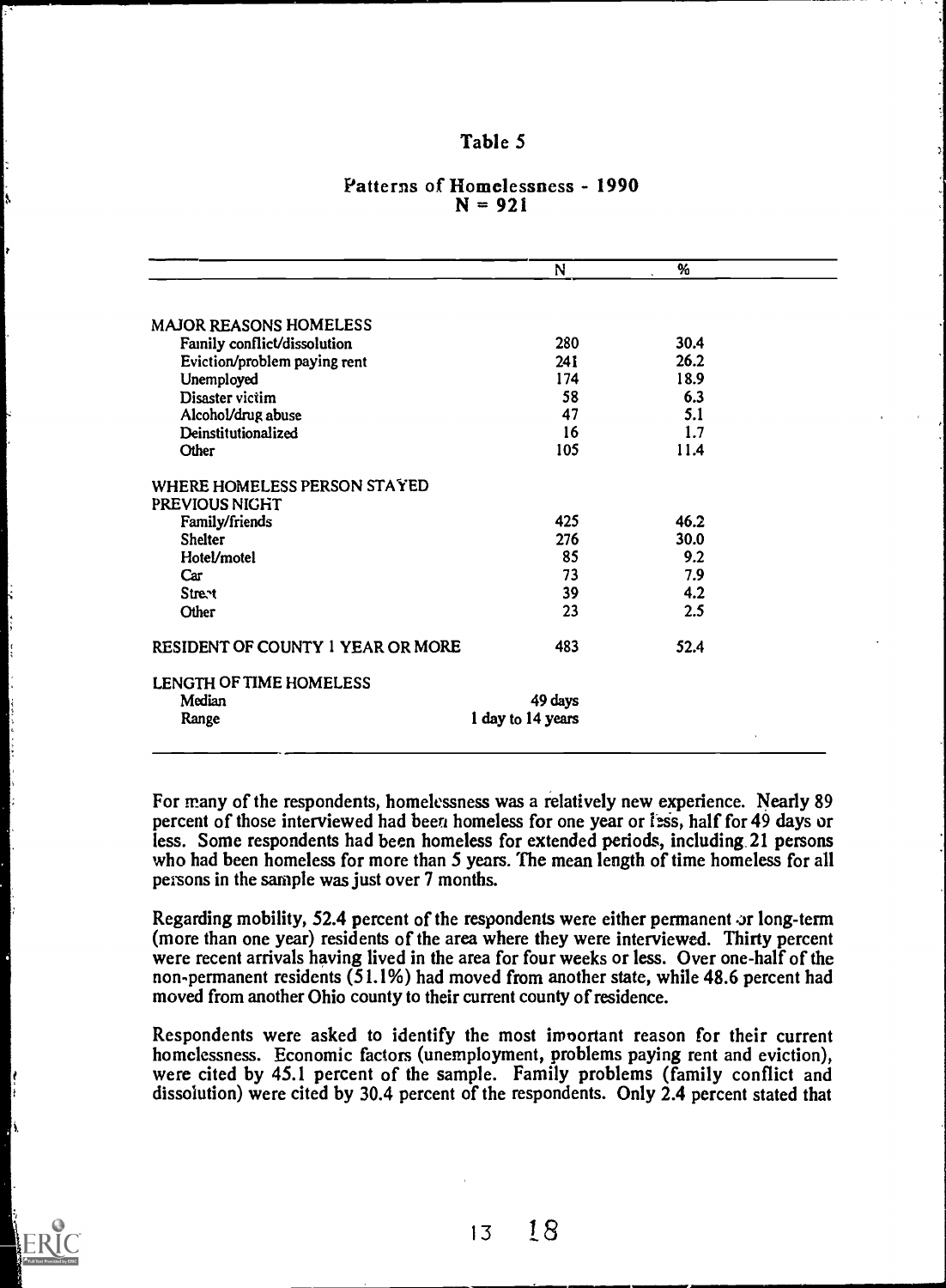# Table 5

## Patterns of Homelessness - 1990
## N = 921

| | N | % |
|---|---|---|
| **MAJOR REASONS HOMELESS** | | |
| Family conflict/dissolution | 280 | 30.4 |
| Eviction/problem paying rent | 241 | 26.2 |
| Unemployed | 174 | 18.9 |
| Disaster victim | 58 | 6.3 |
| Alcohol/drug abuse | 47 | 5.1 |
| Deinstitutionalized | 16 | 1.7 |
| Other | 105 | 11.4 |
| **WHERE HOMELESS PERSON STAYED PREVIOUS NIGHT** | | |
| Family/friends | 425 | 46.2 |
| Shelter | 276 | 30.0 |
| Hotel/motel | 85 | 9.2 |
| Car | 73 | 7.9 |
| Street | 39 | 4.2 |
| Other | 23 | 2.5 |
| **RESIDENT OF COUNTY 1 YEAR OR MORE** | 483 | 52.4 |
| **LENGTH OF TIME HOMELESS** | | |
| Median | 49 days | |
| Range | 1 day to 14 years | |

For many of the respondents, homelessness was a relatively new experience. Nearly 89 percent of those interviewed had been homeless for one year or less, half for 49 days or less. Some respondents had been homeless for extended periods, including 21 persons who had been homeless for more than 5 years. The mean length of time homeless for all persons in the sample was just over 7 months.

Regarding mobility, 52.4 percent of the respondents were either permanent or long-term (more than one year) residents of the area where they were interviewed. Thirty percent were recent arrivals having lived in the area for four weeks or less. Over one-half of the non-permanent residents (51.1%) had moved from another state, while 48.6 percent had moved from another Ohio county to their current county of residence.

Respondents were asked to identify the most important reason for their current homelessness. Economic factors (unemployment, problems paying rent and eviction), were cited by 45.1 percent of the sample. Family problems (family conflict and dissolution) were cited by 30.4 percent of the respondents. Only 2.4 percent stated that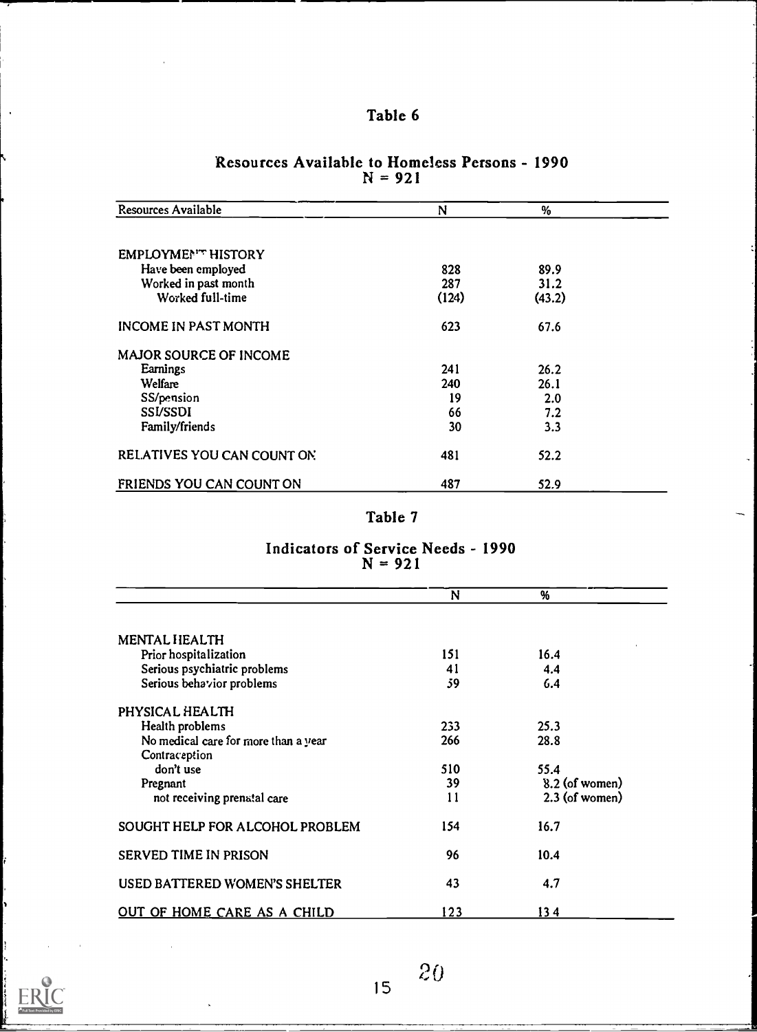# Table 6

## Resources Available to Homeless Persons - 1990
N = 921

| Resources Available | N | % |
|---|---|---|
| EMPLOYMENT HISTORY | | |
| Have been employed | 828 | 89.9 |
| Worked in past month | 287 | 31.2 |
| Worked full-time | (124) | (43.2) |
| INCOME IN PAST MONTH | 623 | 67.6 |
| MAJOR SOURCE OF INCOME | | |
| Earnings | 241 | 26.2 |
| Welfare | 240 | 26.1 |
| SS/pension | 19 | 2.0 |
| SSI/SSDI | 66 | 7.2 |
| Family/friends | 30 | 3.3 |
| RELATIVES YOU CAN COUNT ON | 481 | 52.2 |
| FRIENDS YOU CAN COUNT ON | 487 | 52.9 |

# Table 7

## Indicators of Service Needs - 1990
N = 921

| | N | % |
|---|---|---|
| MENTAL HEALTH | | |
| Prior hospitalization | 151 | 16.4 |
| Serious psychiatric problems | 41 | 4.4 |
| Serious behavior problems | 59 | 6.4 |
| PHYSICAL HEALTH | | |
| Health problems | 233 | 25.3 |
| No medical care for more than a year | 266 | 28.8 |
| Contraception | | |
| don't use | 510 | 55.4 |
| Pregnant | 39 | 8.2 (of women) |
| not receiving prenatal care | 11 | 2.3 (of women) |
| SOUGHT HELP FOR ALCOHOL PROBLEM | 154 | 16.7 |
| SERVED TIME IN PRISON | 96 | 10.4 |
| USED BATTERED WOMEN'S SHELTER | 43 | 4.7 |
| OUT OF HOME CARE AS A CHILD | 123 | 13.4 |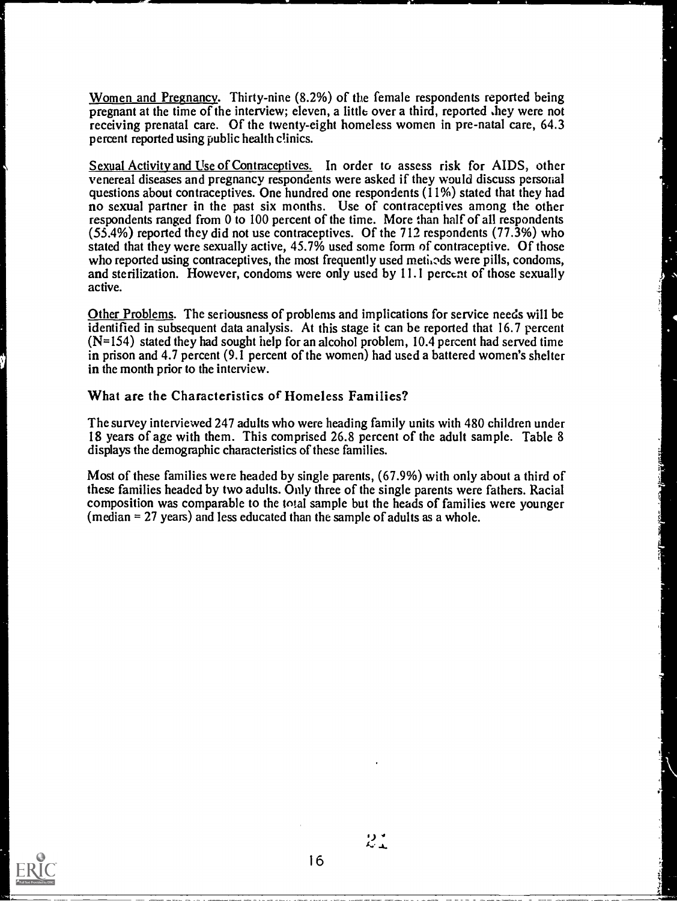Women and Pregnancy. Thirty-nine (8.2%) of the female respondents reported being pregnant at the time of the interview; eleven, a little over a third, reported they were not receiving prenatal care. Of the twenty-eight homeless women in pre-natal care, 64.3 percent reported using public health clinics.

Sexual Activity and Use of Contraceptives. In order to assess risk for AIDS, other venereal diseases and pregnancy respondents were asked if they would discuss personal questions about contraceptives. One hundred one respondents (11%) stated that they had no sexual partner in the past six months. Use of contraceptives among the other respondents ranged from 0 to 100 percent of the time. More than half of all respondents (55.4%) reported they did not use contraceptives. Of the 712 respondents (77.3%) who stated that they were sexually active, 45.7% used some form of contraceptive. Of those who reported using contraceptives, the most frequently used methods were pills, condoms, and sterilization. However, condoms were only used by 11.1 percent of those sexually active.

Other Problems. The seriousness of problems and implications for service needs will be identified in subsequent data analysis. At this stage it can be reported that 16.7 percent (N=154) stated they had sought help for an alcohol problem, 10.4 percent had served time in prison and 4.7 percent (9.1 percent of the women) had used a battered women's shelter in the month prior to the interview.

## What are the Characteristics of Homeless Families?

The survey interviewed 247 adults who were heading family units with 480 children under 18 years of age with them. This comprised 26.8 percent of the adult sample. Table 8 displays the demographic characteristics of these families.

Most of these families were headed by single parents, (67.9%) with only about a third of these families headed by two adults. Only three of the single parents were fathers. Racial composition was comparable to the total sample but the heads of families were younger (median = 27 years) and less educated than the sample of adults as a whole.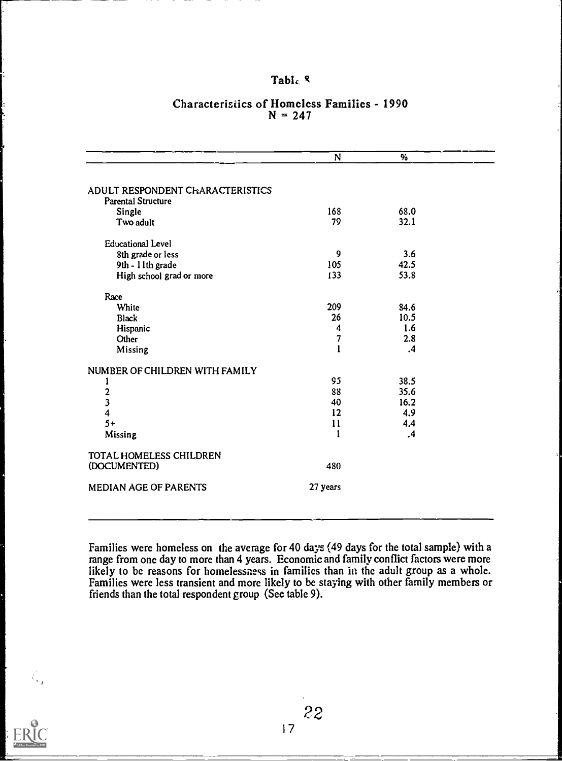# Table 8

## Characteristics of Homeless Families - 1990
N = 247

| | N | % |
|---|---|---|
| ADULT RESPONDENT CHARACTERISTICS | | |
| Parental Structure | | |
| Single | 168 | 68.0 |
| Two adult | 79 | 32.1 |
| Educational Level | | |
| 8th grade or less | 9 | 3.6 |
| 9th - 11th grade | 105 | 42.5 |
| High school grad or more | 133 | 53.8 |
| Race | | |
| White | 209 | 84.6 |
| Black | 26 | 10.5 |
| Hispanic | 4 | 1.6 |
| Other | 7 | 2.8 |
| Missing | 1 | .4 |
| NUMBER OF CHILDREN WITH FAMILY | | |
| 1 | 95 | 38.5 |
| 2 | 88 | 35.6 |
| 3 | 40 | 16.2 |
| 4 | 12 | 4.9 |
| 5+ | 11 | 4.4 |
| Missing | 1 | .4 |
| TOTAL HOMELESS CHILDREN (DOCUMENTED) | 480 | |
| MEDIAN AGE OF PARENTS | 27 years | |

Families were homeless on the average for 40 days (49 days for the total sample) with a range from one day to more than 4 years. Economic and family conflict factors were more likely to be reasons for homelessness in families than in the adult group as a whole. Families were less transient and more likely to be staying with other family members or friends than the total respondent group (See table 9).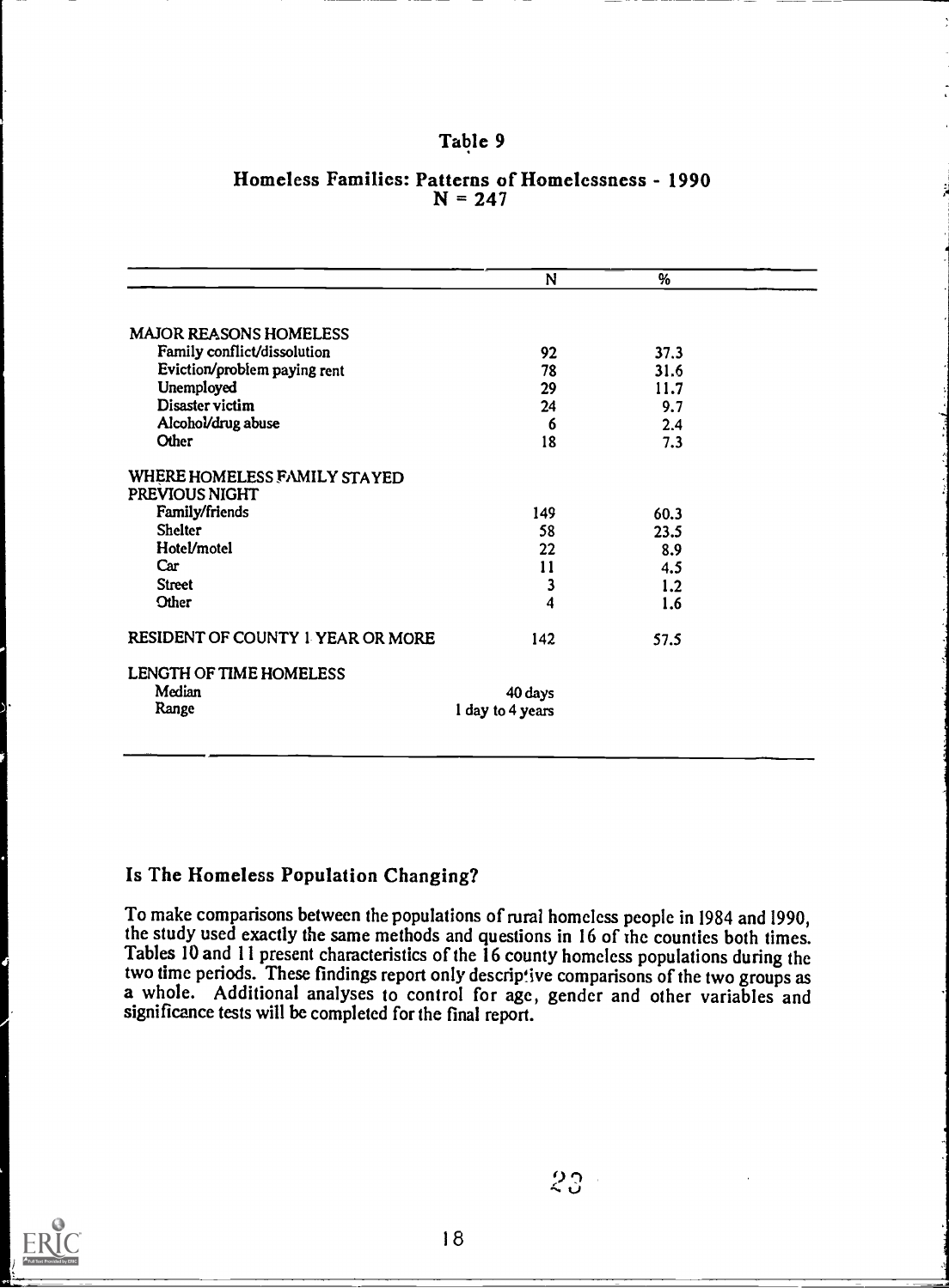Table 9

Homeless Families: Patterns of Homelessness - 1990
N = 247

| | N | % |
|---|---|---|
| MAJOR REASONS HOMELESS | | |
| Family conflict/dissolution | 92 | 37.3 |
| Eviction/problem paying rent | 78 | 31.6 |
| Unemployed | 29 | 11.7 |
| Disaster victim | 24 | 9.7 |
| Alcohol/drug abuse | 6 | 2.4 |
| Other | 18 | 7.3 |
| WHERE HOMELESS FAMILY STAYED PREVIOUS NIGHT | | |
| Family/friends | 149 | 60.3 |
| Shelter | 58 | 23.5 |
| Hotel/motel | 22 | 8.9 |
| Car | 11 | 4.5 |
| Street | 3 | 1.2 |
| Other | 4 | 1.6 |
| RESIDENT OF COUNTY 1 YEAR OR MORE | 142 | 57.5 |
| LENGTH OF TIME HOMELESS | | |
| Median | 40 days | |
| Range | 1 day to 4 years | |

## Is The Homeless Population Changing?

To make comparisons between the populations of rural homeless people in 1984 and 1990, the study used exactly the same methods and questions in 16 of the counties both times. Tables 10 and 11 present characteristics of the 16 county homeless populations during the two time periods. These findings report only descriptive comparisons of the two groups as a whole. Additional analyses to control for age, gender and other variables and significance tests will be completed for the final report.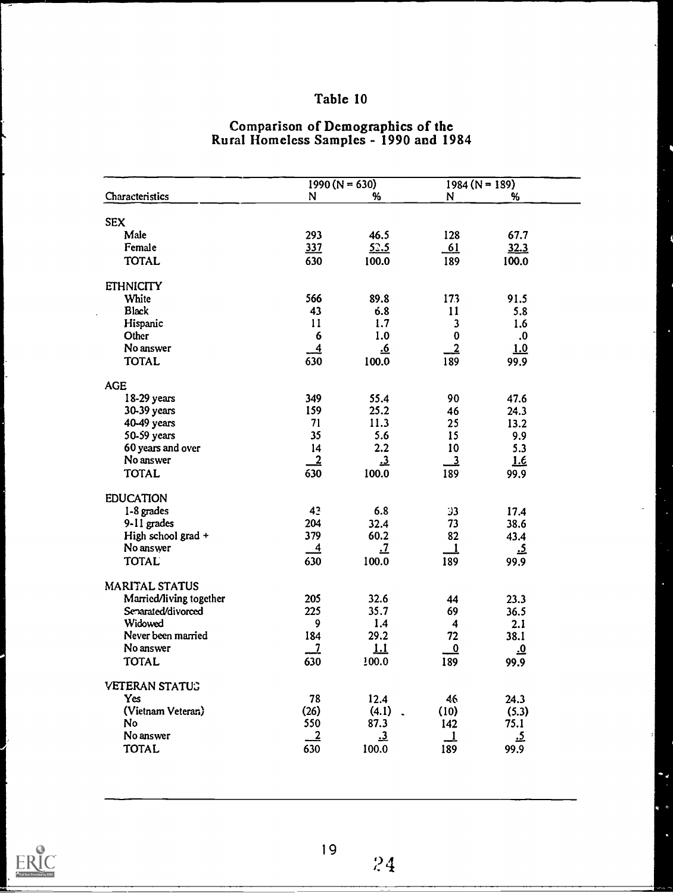# Table 10

## Comparison of Demographics of the Rural Homeless Samples - 1990 and 1984

| Characteristics | 1990 (N = 630) | | 1984 (N = 189) | |
|---|---|---|---|---|
| | N | % | N | % |
| **SEX** | | | | |
| Male | 293 | 46.5 | 128 | 67.7 |
| Female | 337 | 53.5 | 61 | 32.3 |
| TOTAL | 630 | 100.0 | 189 | 100.0 |
| **ETHNICITY** | | | | |
| White | 566 | 89.8 | 173 | 91.5 |
| Black | 43 | 6.8 | 11 | 5.8 |
| Hispanic | 11 | 1.7 | 3 | 1.6 |
| Other | 6 | 1.0 | 0 | .0 |
| No answer | 4 | .6 | 2 | 1.0 |
| TOTAL | 630 | 100.0 | 189 | 99.9 |
| **AGE** | | | | |
| 18-29 years | 349 | 55.4 | 90 | 47.6 |
| 30-39 years | 159 | 25.2 | 46 | 24.3 |
| 40-49 years | 71 | 11.3 | 25 | 13.2 |
| 50-59 years | 35 | 5.6 | 15 | 9.9 |
| 60 years and over | 14 | 2.2 | 10 | 5.3 |
| No answer | 2 | .3 | 3 | 1.6 |
| TOTAL | 630 | 100.0 | 189 | 99.9 |
| **EDUCATION** | | | | |
| 1-8 grades | 43 | 6.8 | 33 | 17.4 |
| 9-11 grades | 204 | 32.4 | 73 | 38.6 |
| High school grad + | 379 | 60.2 | 82 | 43.4 |
| No answer | 4 | .7 | 1 | .5 |
| TOTAL | 630 | 100.0 | 189 | 99.9 |
| **MARITAL STATUS** | | | | |
| Married/living together | 205 | 32.6 | 44 | 23.3 |
| Separated/divorced | 225 | 35.7 | 69 | 36.5 |
| Widowed | 9 | 1.4 | 4 | 2.1 |
| Never been married | 184 | 29.2 | 72 | 38.1 |
| No answer | 7 | 1.1 | 0 | .0 |
| TOTAL | 630 | 100.0 | 189 | 99.9 |
| **VETERAN STATUS** | | | | |
| Yes | 78 | 12.4 | 46 | 24.3 |
| (Vietnam Veteran) | (26) | (4.1) | (10) | (5.3) |
| No | 550 | 87.3 | 142 | 75.1 |
| No answer | 2 | .3 | 1 | .5 |
| TOTAL | 630 | 100.0 | 189 | 99.9 |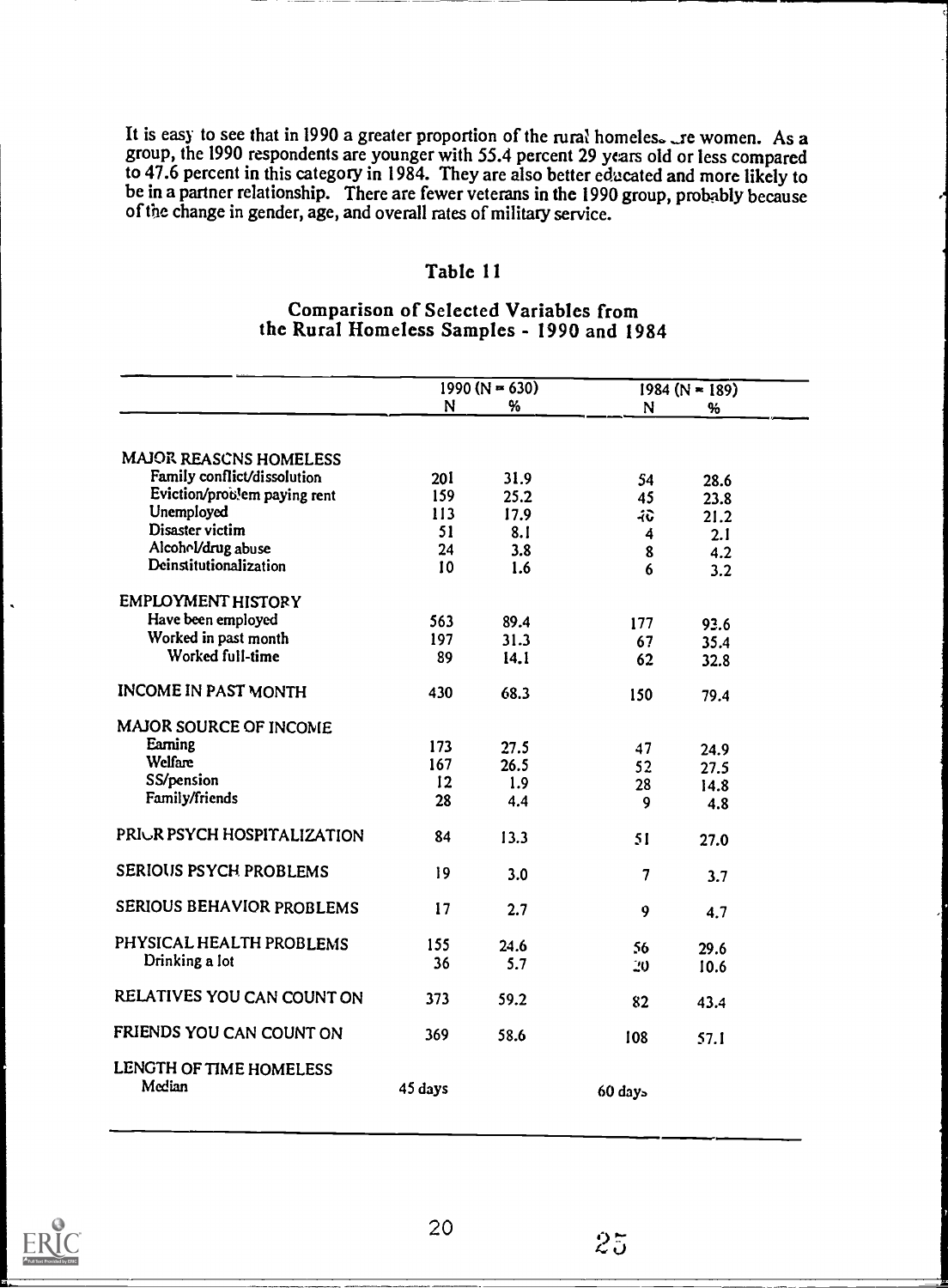It is easy to see that in 1990 a greater proportion of the rural homeless are women. As a group, the 1990 respondents are younger with 55.4 percent 29 years old or less compared to 47.6 percent in this category in 1984. They are also better educated and more likely to be in a partner relationship. There are fewer veterans in the 1990 group, probably because of the change in gender, age, and overall rates of military service.

## Table 11

### Comparison of Selected Variables from the Rural Homeless Samples - 1990 and 1984

| | 1990 (N = 630) | | 1984 (N = 189) | |
|---|---|---|---|---|
| | N | % | N | % |
| MAJOR REASONS HOMELESS | | | | |
| Family conflict/dissolution | 201 | 31.9 | 54 | 28.6 |
| Eviction/problem paying rent | 159 | 25.2 | 45 | 23.8 |
| Unemployed | 113 | 17.9 | 40 | 21.2 |
| Disaster victim | 51 | 8.1 | 4 | 2.1 |
| Alcohol/drug abuse | 24 | 3.8 | 8 | 4.2 |
| Deinstitutionalization | 10 | 1.6 | 6 | 3.2 |
| EMPLOYMENT HISTORY | | | | |
| Have been employed | 563 | 89.4 | 177 | 93.6 |
| Worked in past month | 197 | 31.3 | 67 | 35.4 |
| Worked full-time | 89 | 14.1 | 62 | 32.8 |
| INCOME IN PAST MONTH | 430 | 68.3 | 150 | 79.4 |
| MAJOR SOURCE OF INCOME | | | | |
| Earning | 173 | 27.5 | 47 | 24.9 |
| Welfare | 167 | 26.5 | 52 | 27.5 |
| SS/pension | 12 | 1.9 | 28 | 14.8 |
| Family/friends | 28 | 4.4 | 9 | 4.8 |
| PRIOR PSYCH HOSPITALIZATION | 84 | 13.3 | 51 | 27.0 |
| SERIOUS PSYCH PROBLEMS | 19 | 3.0 | 7 | 3.7 |
| SERIOUS BEHAVIOR PROBLEMS | 17 | 2.7 | 9 | 4.7 |
| PHYSICAL HEALTH PROBLEMS | 155 | 24.6 | 56 | 29.6 |
| Drinking a lot | 36 | 5.7 | 20 | 10.6 |
| RELATIVES YOU CAN COUNT ON | 373 | 59.2 | 82 | 43.4 |
| FRIENDS YOU CAN COUNT ON | 369 | 58.6 | 108 | 57.1 |
| LENGTH OF TIME HOMELESS | | | | |
| Median | 45 days | | 60 days | |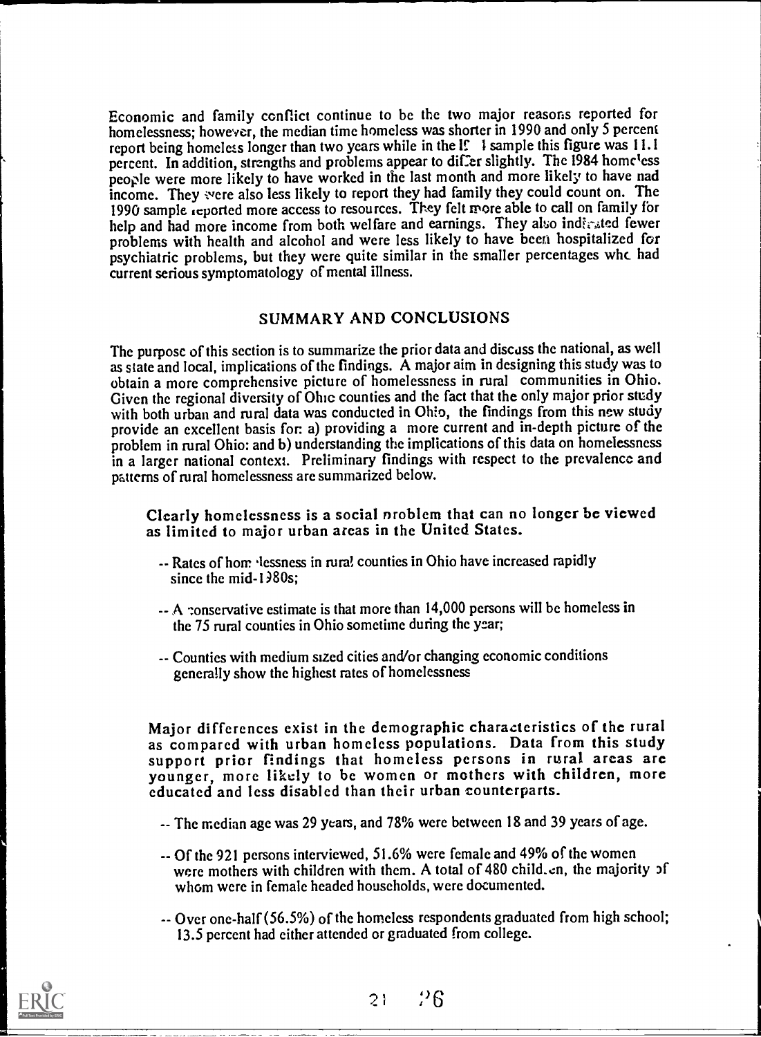Economic and family conflict continue to be the two major reasons reported for homelessness; however, the median time homeless was shorter in 1990 and only 5 percent report being homeless longer than two years while in the 1984 sample this figure was 11.1 percent. In addition, strengths and problems appear to differ slightly. The 1984 homeless people were more likely to have worked in the last month and more likely to have had income. They were also less likely to report they had family they could count on. The 1990 sample reported more access to resources. They felt more able to call on family for help and had more income from both welfare and earnings. They also indicated fewer problems with health and alcohol and were less likely to have been hospitalized for psychiatric problems, but they were quite similar in the smaller percentages who had current serious symptomatology of mental illness.

## SUMMARY AND CONCLUSIONS

The purpose of this section is to summarize the prior data and discuss the national, as well as state and local, implications of the findings. A major aim in designing this study was to obtain a more comprehensive picture of homelessness in rural communities in Ohio. Given the regional diversity of Ohio counties and the fact that the only major prior study with both urban and rural data was conducted in Ohio, the findings from this new study provide an excellent basis for: a) providing a more current and in-depth picture of the problem in rural Ohio: and b) understanding the implications of this data on homelessness in a larger national context. Preliminary findings with respect to the prevalence and patterns of rural homelessness are summarized below.

**Clearly homelessness is a social problem that can no longer be viewed as limited to major urban areas in the United States.**

- -- Rates of homelessness in rural counties in Ohio have increased rapidly since the mid-1980s;
- -- A conservative estimate is that more than 14,000 persons will be homeless in the 75 rural counties in Ohio sometime during the year;
- -- Counties with medium sized cities and/or changing economic conditions generally show the highest rates of homelessness

**Major differences exist in the demographic characteristics of the rural as compared with urban homeless populations. Data from this study support prior findings that homeless persons in rural areas are younger, more likely to be women or mothers with children, more educated and less disabled than their urban counterparts.**

- -- The median age was 29 years, and 78% were between 18 and 39 years of age.
- -- Of the 921 persons interviewed, 51.6% were female and 49% of the women were mothers with children with them. A total of 480 children, the majority of whom were in female headed households, were documented.
- -- Over one-half (56.5%) of the homeless respondents graduated from high school; 13.5 percent had either attended or graduated from college.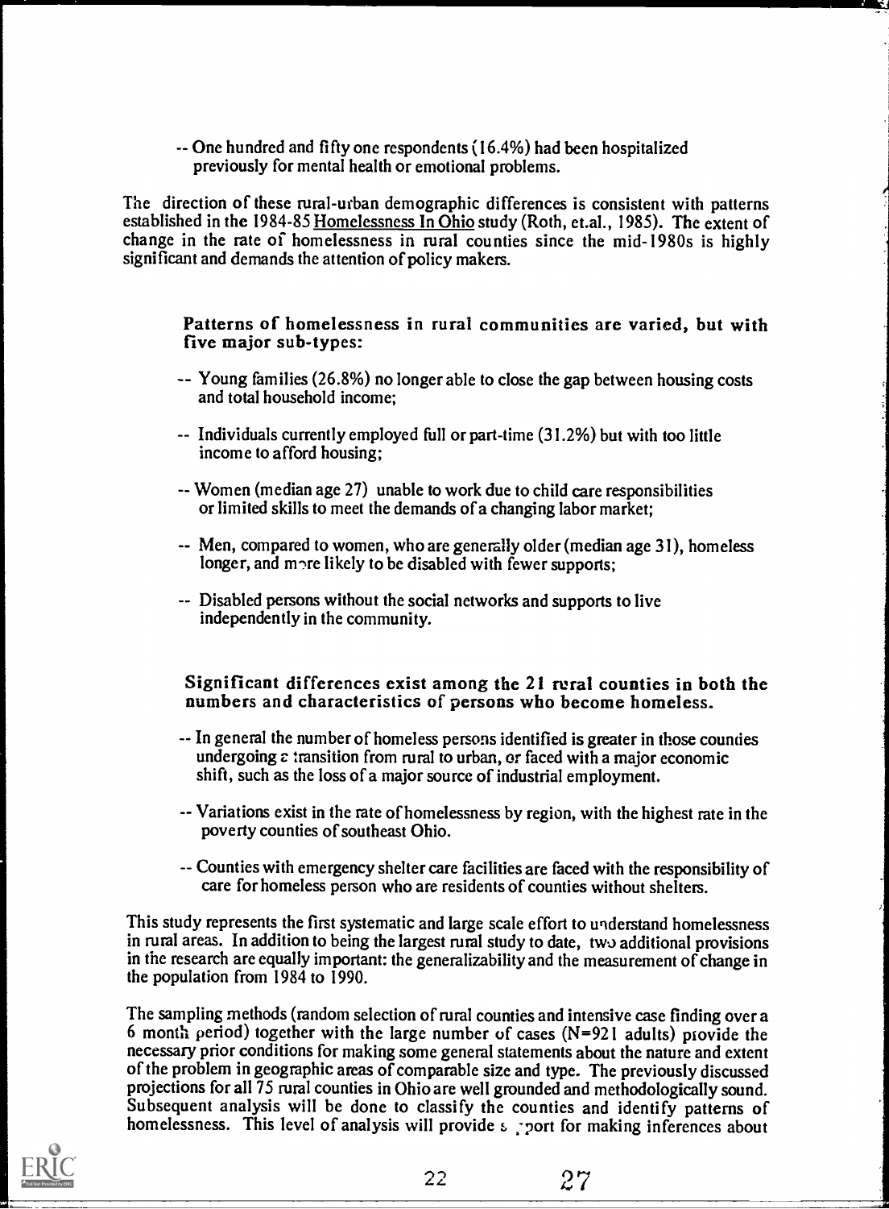-- One hundred and fifty one respondents (16.4%) had been hospitalized previously for mental health or emotional problems.

The direction of these rural-urban demographic differences is consistent with patterns established in the 1984-85 Homelessness In Ohio study (Roth, et.al., 1985). The extent of change in the rate of homelessness in rural counties since the mid-1980s is highly significant and demands the attention of policy makers.

**Patterns of homelessness in rural communities are varied, but with five major sub-types:**

-- Young families (26.8%) no longer able to close the gap between housing costs and total household income;

-- Individuals currently employed full or part-time (31.2%) but with too little income to afford housing;

-- Women (median age 27) unable to work due to child care responsibilities or limited skills to meet the demands of a changing labor market;

-- Men, compared to women, who are generally older (median age 31), homeless longer, and more likely to be disabled with fewer supports;

-- Disabled persons without the social networks and supports to live independently in the community.

**Significant differences exist among the 21 rural counties in both the numbers and characteristics of persons who become homeless.**

-- In general the number of homeless persons identified is greater in those counties undergoing a transition from rural to urban, or faced with a major economic shift, such as the loss of a major source of industrial employment.

-- Variations exist in the rate of homelessness by region, with the highest rate in the poverty counties of southeast Ohio.

-- Counties with emergency shelter care facilities are faced with the responsibility of care for homeless person who are residents of counties without shelters.

This study represents the first systematic and large scale effort to understand homelessness in rural areas. In addition to being the largest rural study to date, two additional provisions in the research are equally important: the generalizability and the measurement of change in the population from 1984 to 1990.

The sampling methods (random selection of rural counties and intensive case finding over a 6 month period) together with the large number of cases (N=921 adults) provide the necessary prior conditions for making some general statements about the nature and extent of the problem in geographic areas of comparable size and type. The previously discussed projections for all 75 rural counties in Ohio are well grounded and methodologically sound. Subsequent analysis will be done to classify the counties and identify patterns of homelessness. This level of analysis will provide support for making inferences about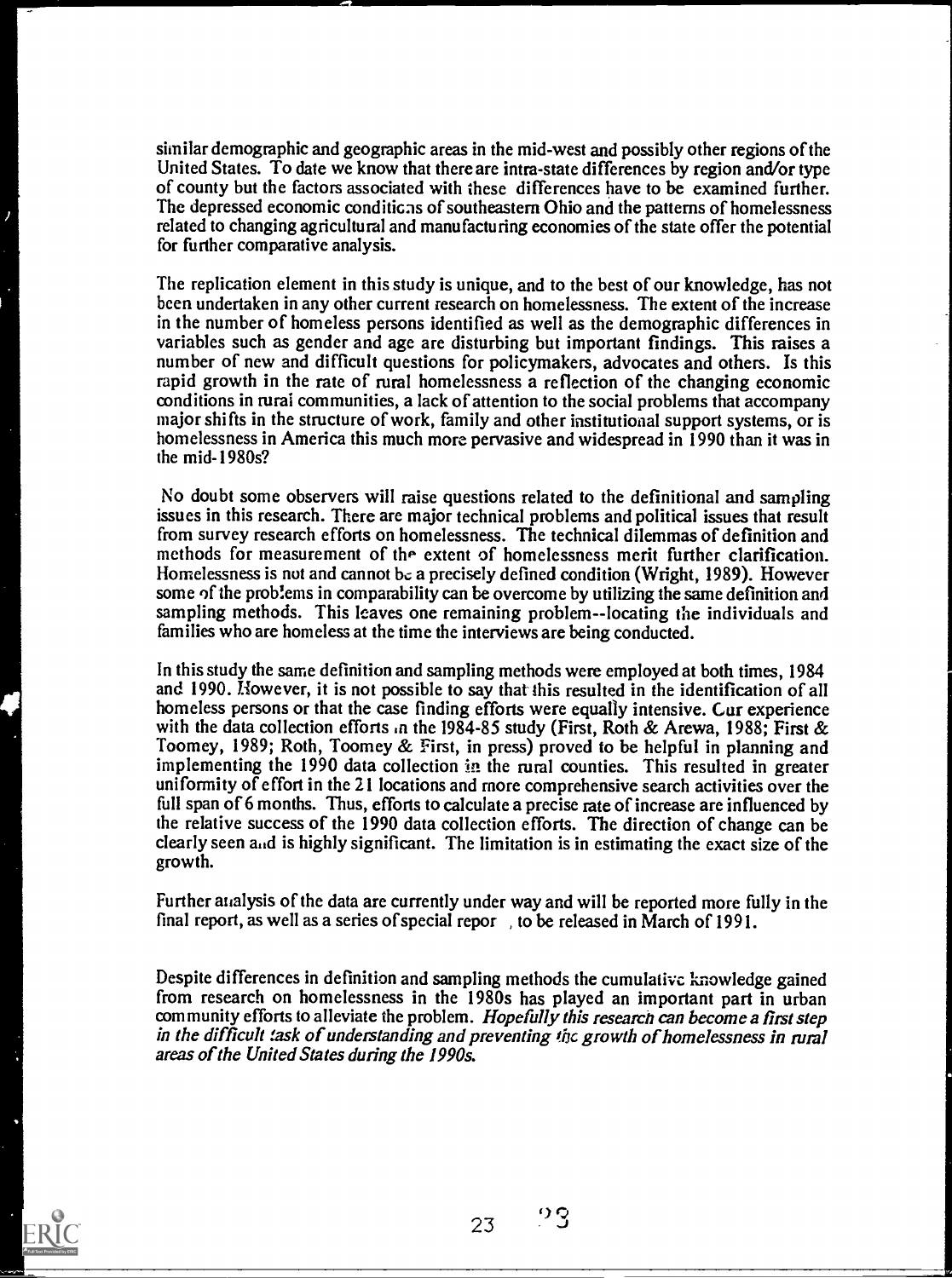similar demographic and geographic areas in the mid-west and possibly other regions of the United States. To date we know that there are intra-state differences by region and/or type of county but the factors associated with these differences have to be examined further. The depressed economic conditions of southeastern Ohio and the patterns of homelessness related to changing agricultural and manufacturing economies of the state offer the potential for further comparative analysis.

The replication element in this study is unique, and to the best of our knowledge, has not been undertaken in any other current research on homelessness. The extent of the increase in the number of homeless persons identified as well as the demographic differences in variables such as gender and age are disturbing but important findings. This raises a number of new and difficult questions for policymakers, advocates and others. Is this rapid growth in the rate of rural homelessness a reflection of the changing economic conditions in rural communities, a lack of attention to the social problems that accompany major shifts in the structure of work, family and other institutional support systems, or is homelessness in America this much more pervasive and widespread in 1990 than it was in the mid-1980s?

No doubt some observers will raise questions related to the definitional and sampling issues in this research. There are major technical problems and political issues that result from survey research efforts on homelessness. The technical dilemmas of definition and methods for measurement of the extent of homelessness merit further clarification. Homelessness is not and cannot be a precisely defined condition (Wright, 1989). However some of the problems in comparability can be overcome by utilizing the same definition and sampling methods. This leaves one remaining problem--locating the individuals and families who are homeless at the time the interviews are being conducted.

In this study the same definition and sampling methods were employed at both times, 1984 and 1990. However, it is not possible to say that this resulted in the identification of all homeless persons or that the case finding efforts were equally intensive. Our experience with the data collection efforts in the 1984-85 study (First, Roth & Arewa, 1988; First & Toomey, 1989; Roth, Toomey & First, in press) proved to be helpful in planning and implementing the 1990 data collection in the rural counties. This resulted in greater uniformity of effort in the 21 locations and more comprehensive search activities over the full span of 6 months. Thus, efforts to calculate a precise rate of increase are influenced by the relative success of the 1990 data collection efforts. The direction of change can be clearly seen and is highly significant. The limitation is in estimating the exact size of the growth.

Further analysis of the data are currently under way and will be reported more fully in the final report, as well as a series of special repor , to be released in March of 1991.

Despite differences in definition and sampling methods the cumulative knowledge gained from research on homelessness in the 1980s has played an important part in urban community efforts to alleviate the problem. *Hopefully this research can become a first step in the difficult task of understanding and preventing the growth of homelessness in rural areas of the United States during the 1990s.*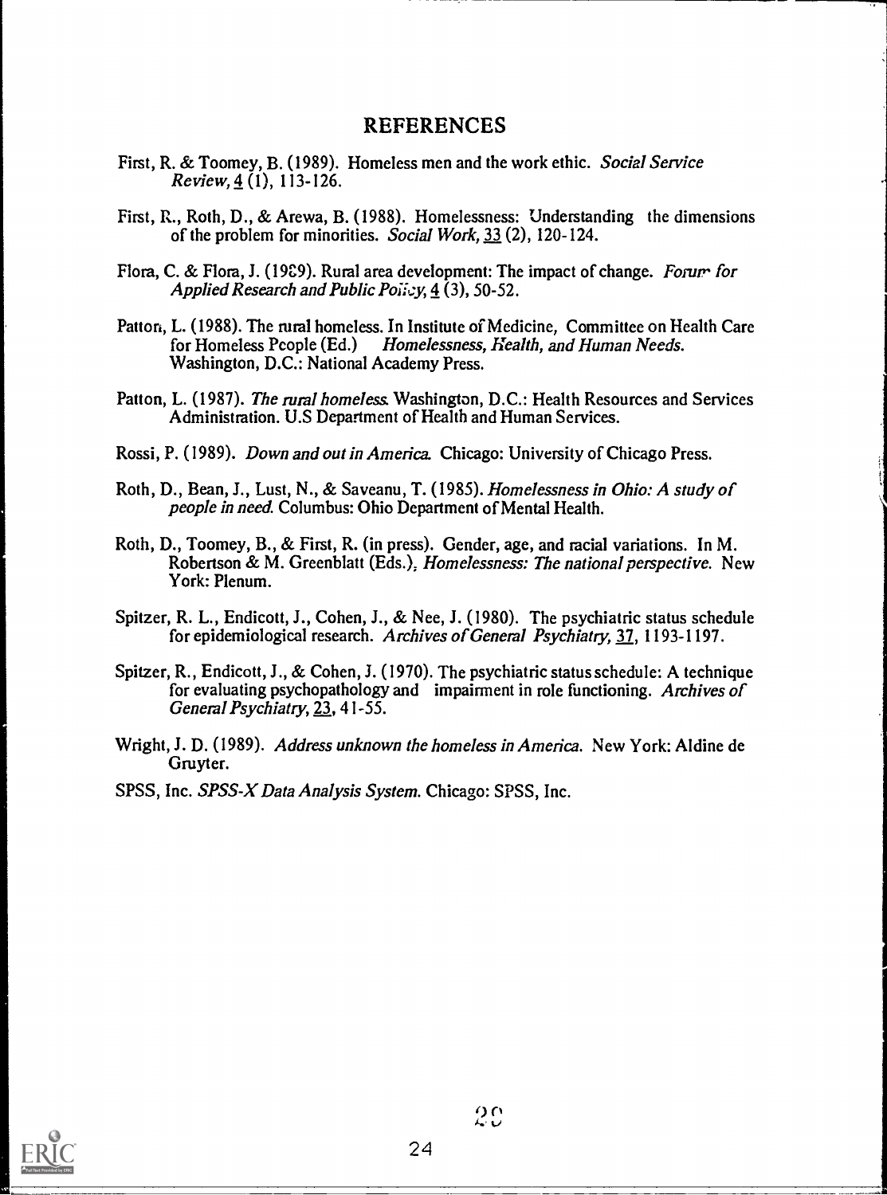## REFERENCES

First, R. & Toomey, B. (1989). Homeless men and the work ethic. *Social Service Review,* 4 (1), 113-126.

First, R., Roth, D., & Arewa, B. (1988). Homelessness: Understanding the dimensions of the problem for minorities. *Social Work,* 33 (2), 120-124.

Flora, C. & Flora, J. (1989). Rural area development: The impact of change. *Forum for Applied Research and Public Policy,* 4 (3), 50-52.

Patton, L. (1988). The rural homeless. In Institute of Medicine, Committee on Health Care for Homeless People (Ed.) *Homelessness, Health, and Human Needs.* Washington, D.C.: National Academy Press.

Patton, L. (1987). *The rural homeless.* Washington, D.C.: Health Resources and Services Administration. U.S Department of Health and Human Services.

Rossi, P. (1989). *Down and out in America.* Chicago: University of Chicago Press.

Roth, D., Bean, J., Lust, N., & Saveanu, T. (1985). *Homelessness in Ohio: A study of people in need.* Columbus: Ohio Department of Mental Health.

Roth, D., Toomey, B., & First, R. (in press). Gender, age, and racial variations. In M. Robertson & M. Greenblatt (Eds.), *Homelessness: The national perspective.* New York: Plenum.

Spitzer, R. L., Endicott, J., Cohen, J., & Nee, J. (1980). The psychiatric status schedule for epidemiological research. *Archives of General Psychiatry,* 37, 1193-1197.

Spitzer, R., Endicott, J., & Cohen, J. (1970). The psychiatric status schedule: A technique for evaluating psychopathology and impairment in role functioning. *Archives of General Psychiatry,* 23, 41-55.

Wright, J. D. (1989). *Address unknown the homeless in America.* New York: Aldine de Gruyter.

SPSS, Inc. *SPSS-X Data Analysis System.* Chicago: SPSS, Inc.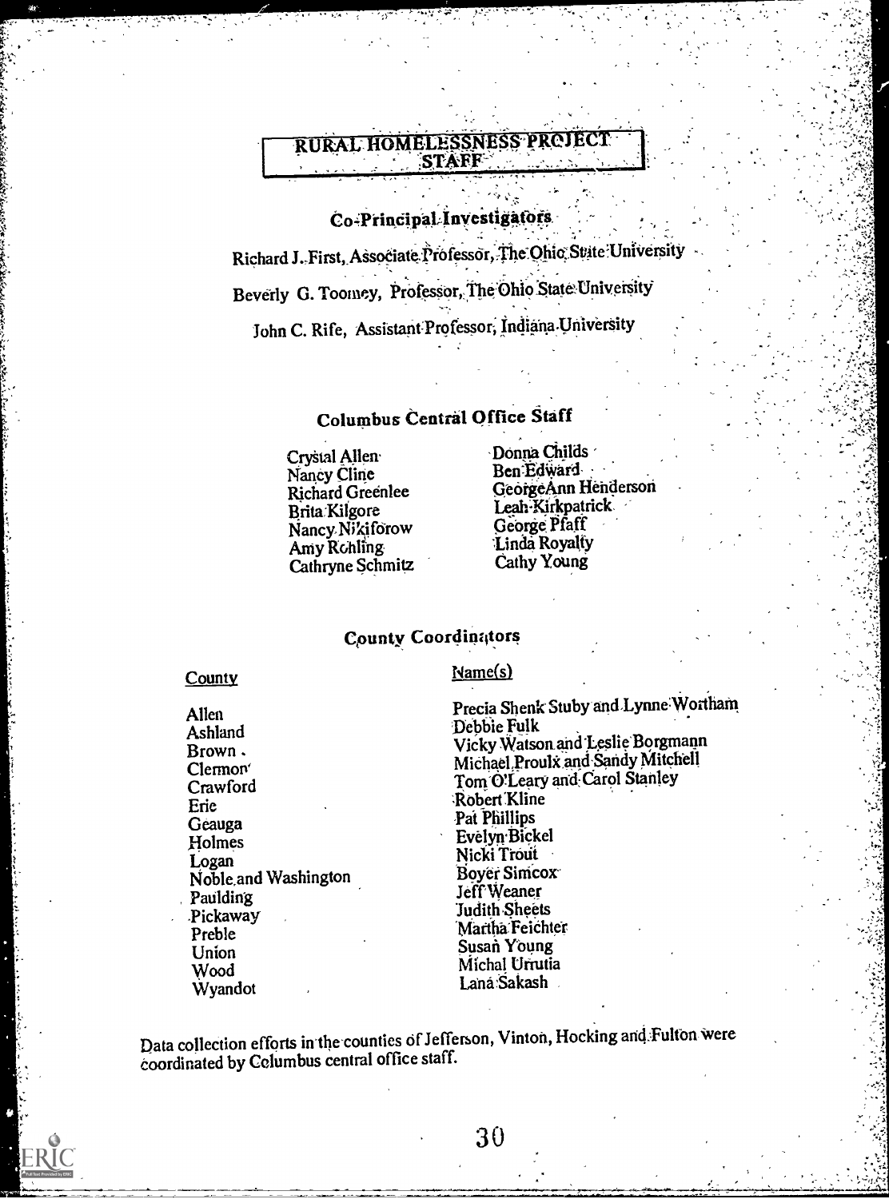# RURAL HOMELESSNESS PROJECT STAFF

## Co-Principal Investigators

Richard J. First, Associate Professor, The Ohio State University

Beverly G. Toomey, Professor, The Ohio State University

John C. Rife, Assistant Professor, Indiana University

## Columbus Central Office Staff

Crystal Allen
Nancy Cline
Richard Greenlee
Brita Kilgore
Nancy Nikiforow
Amy Rohling
Cathryne Schmitz
Donna Childs
Ben Edward
GeorgeAnn Henderson
Leah Kirkpatrick
George Pfaff
Linda Royalty
Cathy Young

## County Coordinators

| County | Name(s) |
|---|---|
| Allen | Precia Shenk Stuby and Lynne Wortham |
| Ashland | Debbie Fulk |
| Brown | Vicky Watson and Leslie Borgmann |
| Clermont | Michael Proulx and Sandy Mitchell |
| Crawford | Tom O'Leary and Carol Stanley |
| Erie | Robert Kline |
| Geauga | Pat Phillips |
| Holmes | Evelyn Bickel |
| Logan | Nicki Trout |
| Noble and Washington | Boyer Simcox |
| Paulding | Jeff Weaner |
| Pickaway | Judith Sheets |
| Preble | Martha Feichter |
| Union | Susan Young |
| Wood | Michal Urrutia |
| Wyandot | Lana Sakash |

Data collection efforts in the counties of Jefferson, Vinton, Hocking and Fulton were coordinated by Columbus central office staff.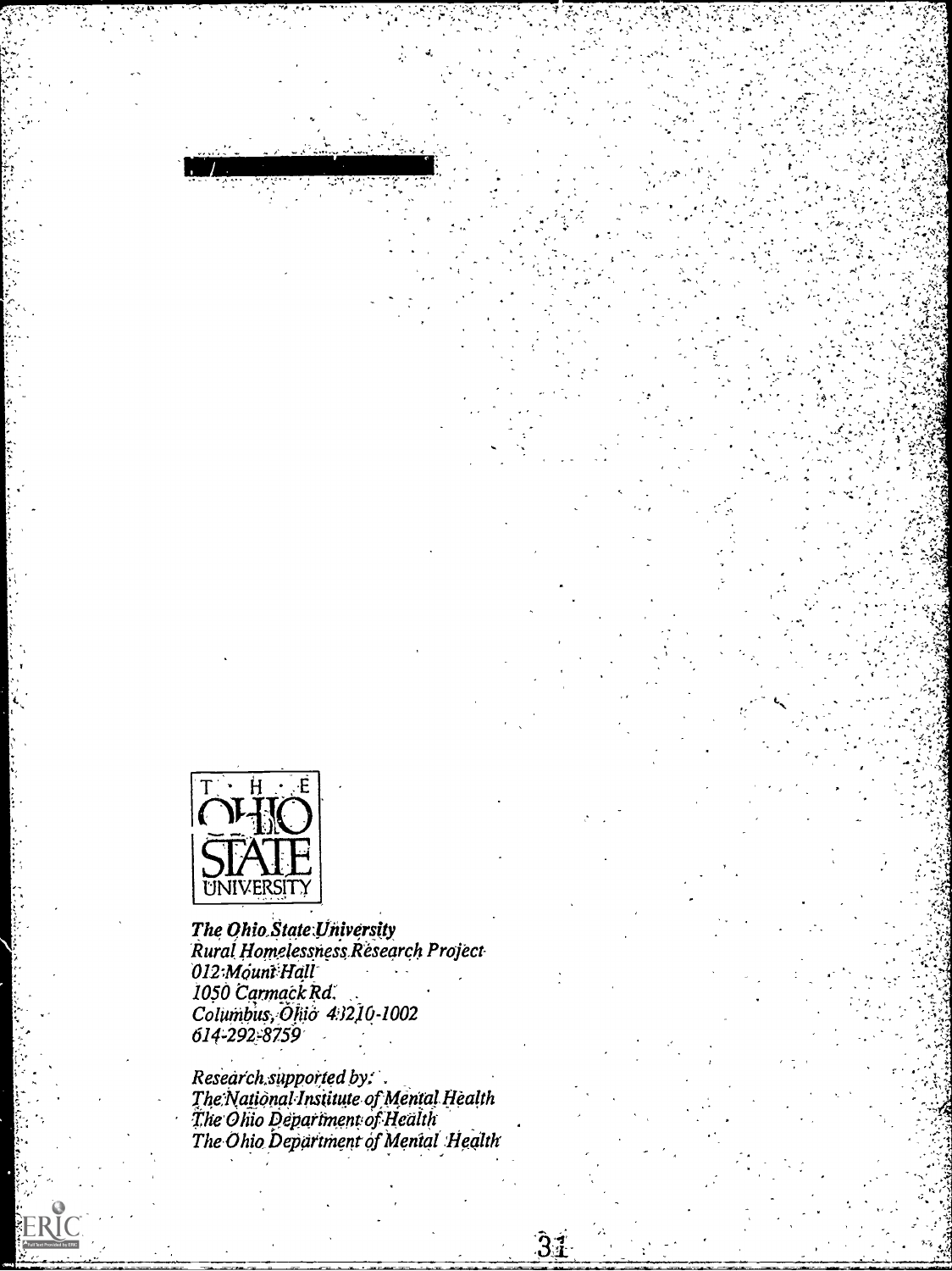THE OHIO STATE UNIVERSITY

*The Ohio State University*
*Rural Homelessness Research Project*
*012 Mount Hall*
*1050 Carmack Rd.*
*Columbus, Ohio 43210-1002*
*614-292-8759*

*Research supported by:*
*The National Institute of Mental Health*
*The Ohio Department of Health*
*The Ohio Department of Mental Health*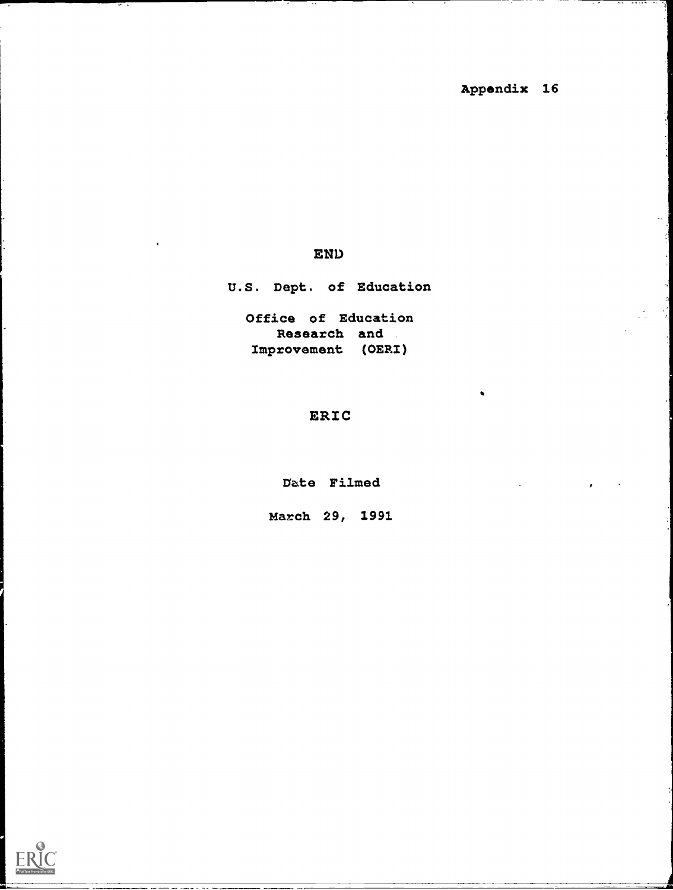Appendix 16

END

U.S. Dept. of Education

Office of Education
Research and
Improvement (OERI)

ERIC

Date Filmed

March 29, 1991